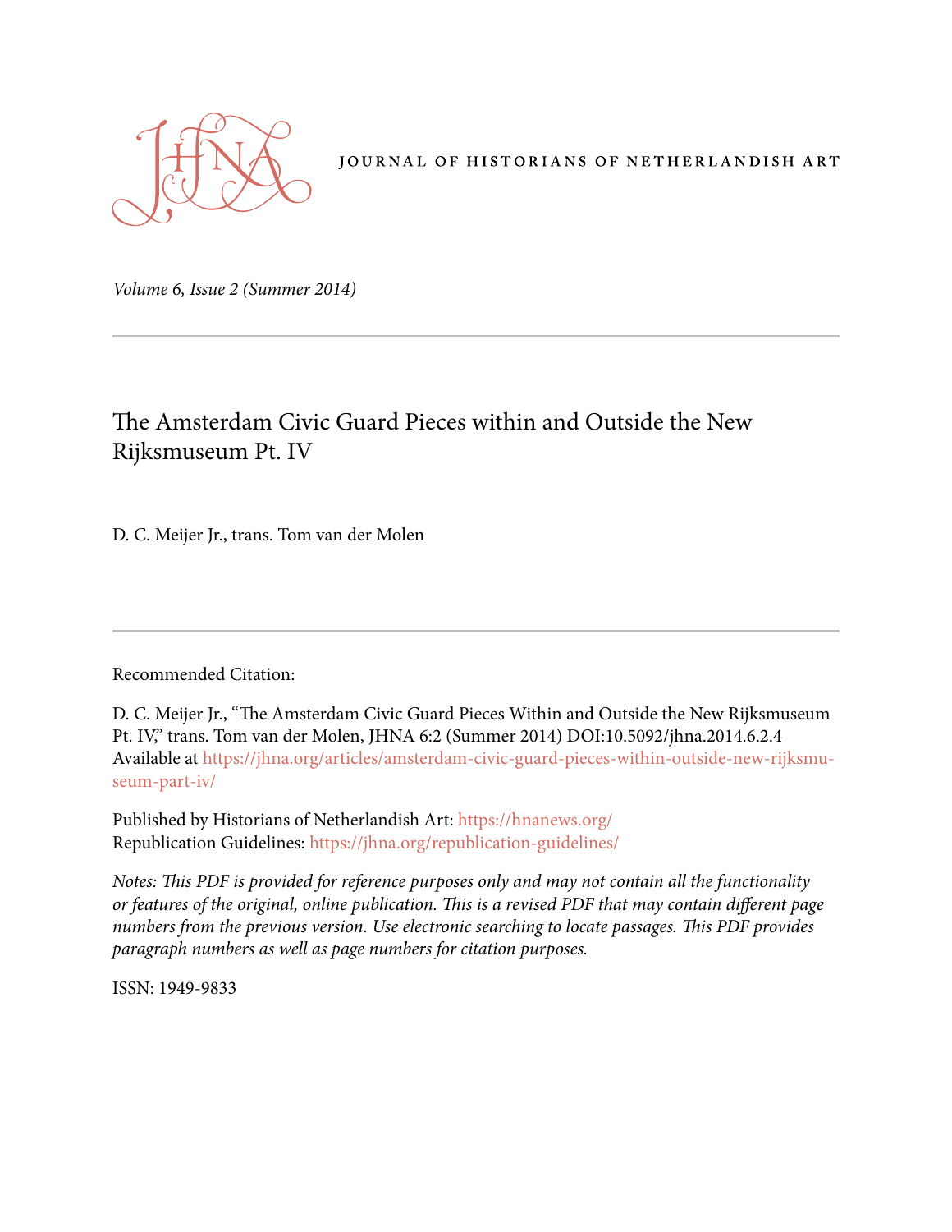JOURNAL OF HISTORIANS OF NETHERLANDISH ART

*Volume 6, Issue 2 (Summer 2014)*

# The Amsterdam Civic Guard Pieces within and Outside the New Rijksmuseum Pt. IV

D. C. Meijer Jr., trans. Tom van der Molen

Recommended Citation:

D. C. Meijer Jr., "The Amsterdam Civic Guard Pieces Within and Outside the New Rijksmuseum Pt. IV," trans. Tom van der Molen, JHNA 6:2 (Summer 2014) DOI:10.5092/jhna.2014.6.2.4
Available at https://jhna.org/articles/amsterdam-civic-guard-pieces-within-outside-new-rijksmuseum-part-iv/

Published by Historians of Netherlandish Art: https://hnanews.org/
Republication Guidelines: https://jhna.org/republication-guidelines/

*Notes: This PDF is provided for reference purposes only and may not contain all the functionality or features of the original, online publication. This is a revised PDF that may contain different page numbers from the previous version. Use electronic searching to locate passages. This PDF provides paragraph numbers as well as page numbers for citation purposes.*

ISSN: 1949-9833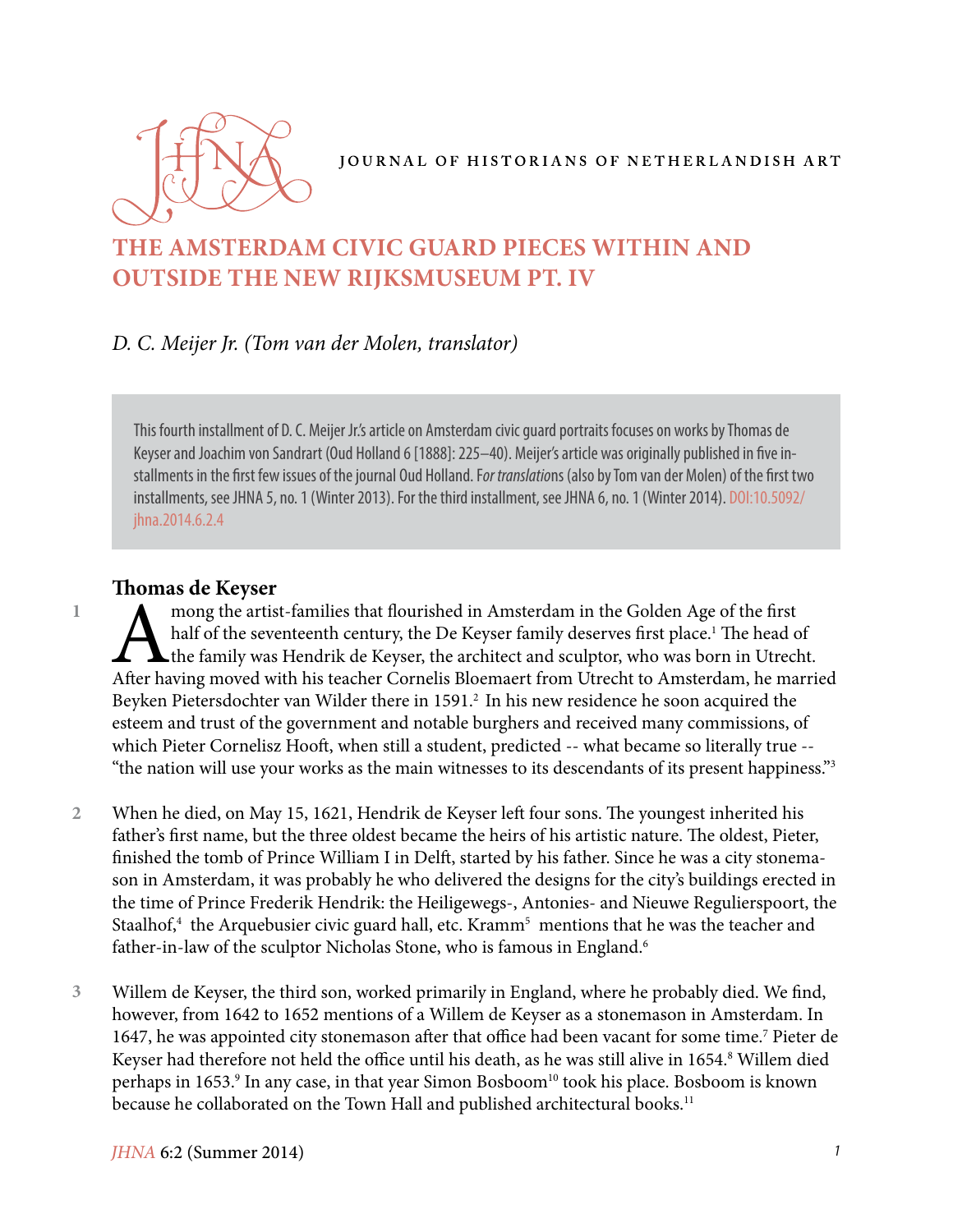# THE AMSTERDAM CIVIC GUARD PIECES WITHIN AND OUTSIDE THE NEW RIJKSMUSEUM PT. IV

*D. C. Meijer Jr. (Tom van der Molen, translator)*

This fourth installment of D. C. Meijer Jr.'s article on Amsterdam civic guard portraits focuses on works by Thomas de Keyser and Joachim von Sandrart (Oud Holland 6 [1888]: 225–40). Meijer's article was originally published in five installments in the first few issues of the journal Oud Holland. F*or translatio*ns (also by Tom van der Molen) of the first two installments, see JHNA 5, no. 1 (Winter 2013). For the third installment, see JHNA 6, no. 1 (Winter 2014). DOI:10.5092/jhna.2014.6.2.4

## Thomas de Keyser

1 Among the artist-families that flourished in Amsterdam in the Golden Age of the first half of the seventeenth century, the De Keyser family deserves first place.[1] The head of the family was Hendrik de Keyser, the architect and sculptor, who was born in Utrecht. After having moved with his teacher Cornelis Bloemaert from Utrecht to Amsterdam, he married Beyken Pietersdochter van Wilder there in 1591.[2] In his new residence he soon acquired the esteem and trust of the government and notable burghers and received many commissions, of which Pieter Cornelisz Hooft, when still a student, predicted -- what became so literally true -- "the nation will use your works as the main witnesses to its descendants of its present happiness."[3]

2 When he died, on May 15, 1621, Hendrik de Keyser left four sons. The youngest inherited his father's first name, but the three oldest became the heirs of his artistic nature. The oldest, Pieter, finished the tomb of Prince William I in Delft, started by his father. Since he was a city stonemason in Amsterdam, it was probably he who delivered the designs for the city's buildings erected in the time of Prince Frederik Hendrik: the Heiligewegs-, Antonies- and Nieuwe Regulierspoort, the Staalhof,[4] the Arquebusier civic guard hall, etc. Kramm[5] mentions that he was the teacher and father-in-law of the sculptor Nicholas Stone, who is famous in England.[6]

3 Willem de Keyser, the third son, worked primarily in England, where he probably died. We find, however, from 1642 to 1652 mentions of a Willem de Keyser as a stonemason in Amsterdam. In 1647, he was appointed city stonemason after that office had been vacant for some time.[7] Pieter de Keyser had therefore not held the office until his death, as he was still alive in 1654.[8] Willem died perhaps in 1653.[9] In any case, in that year Simon Bosboom[10] took his place. Bosboom is known because he collaborated on the Town Hall and published architectural books.[11]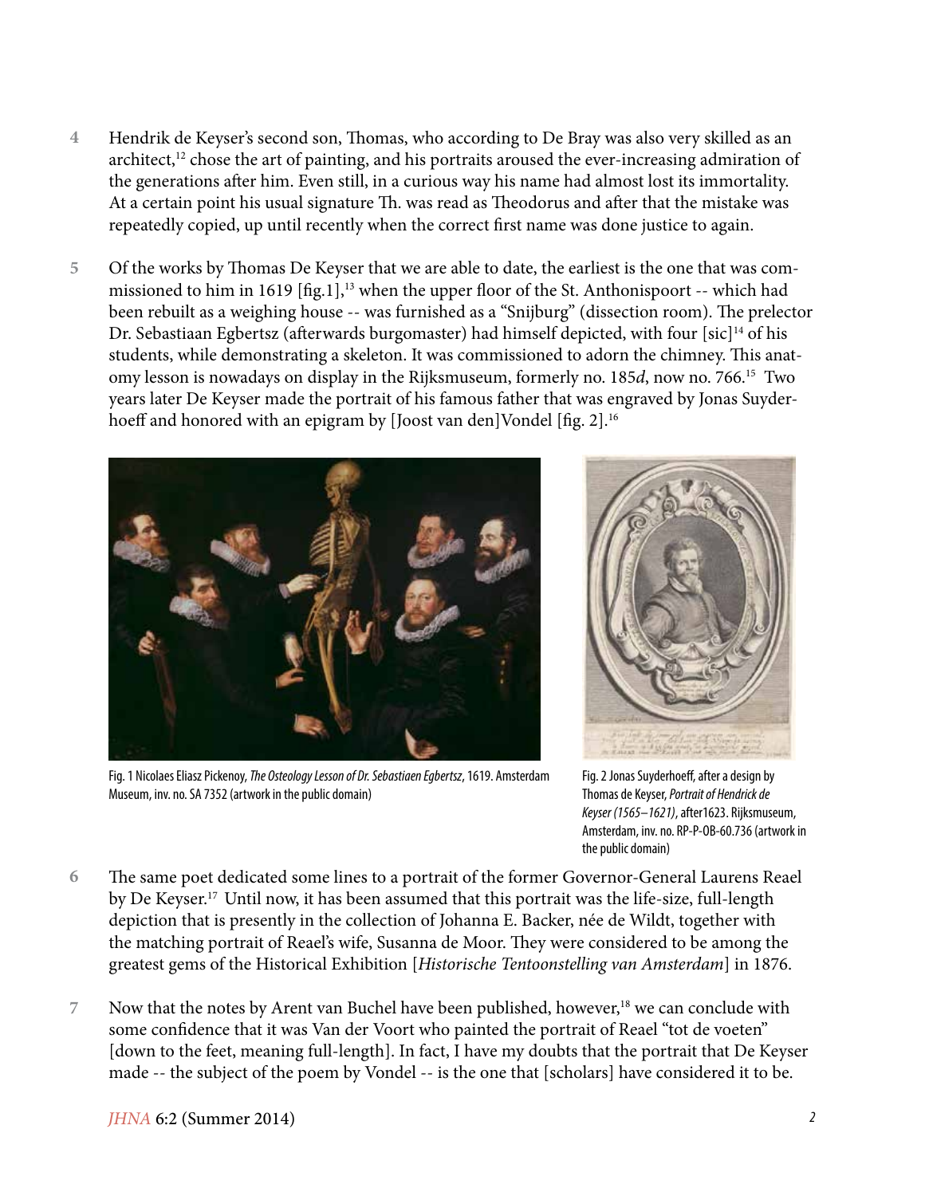4 Hendrik de Keyser's second son, Thomas, who according to De Bray was also very skilled as an architect,[12] chose the art of painting, and his portraits aroused the ever-increasing admiration of the generations after him. Even still, in a curious way his name had almost lost its immortality. At a certain point his usual signature Th. was read as Theodorus and after that the mistake was repeatedly copied, up until recently when the correct first name was done justice to again.

5 Of the works by Thomas De Keyser that we are able to date, the earliest is the one that was commissioned to him in 1619 [fig.1],[13] when the upper floor of the St. Anthonispoort -- which had been rebuilt as a weighing house -- was furnished as a "Snijburg" (dissection room). The prelector Dr. Sebastiaan Egbertsz (afterwards burgomaster) had himself depicted, with four [sic][14] of his students, while demonstrating a skeleton. It was commissioned to adorn the chimney. This anatomy lesson is nowadays on display in the Rijksmuseum, formerly no. 185*d*, now no. 766.[15] Two years later De Keyser made the portrait of his famous father that was engraved by Jonas Suyderhoeff and honored with an epigram by [Joost van den]Vondel [fig. 2].[16]

Fig. 1 Nicolaes Eliasz Pickenoy, *The Osteology Lesson of Dr. Sebastiaen Egbertsz*, 1619. Amsterdam Museum, inv. no. SA 7352 (artwork in the public domain)

Fig. 2 Jonas Suyderhoeff, after a design by Thomas de Keyser, *Portrait of Hendrick de Keyser (1565–1621)*, after1623. Rijksmuseum, Amsterdam, inv. no. RP-P-OB-60.736 (artwork in the public domain)

6 The same poet dedicated some lines to a portrait of the former Governor-General Laurens Reael by De Keyser.[17] Until now, it has been assumed that this portrait was the life-size, full-length depiction that is presently in the collection of Johanna E. Backer, née de Wildt, together with the matching portrait of Reael's wife, Susanna de Moor. They were considered to be among the greatest gems of the Historical Exhibition [*Historische Tentoonstelling van Amsterdam*] in 1876.

7 Now that the notes by Arent van Buchel have been published, however,[18] we can conclude with some confidence that it was Van der Voort who painted the portrait of Reael "tot de voeten" [down to the feet, meaning full-length]. In fact, I have my doubts that the portrait that De Keyser made -- the subject of the poem by Vondel -- is the one that [scholars] have considered it to be.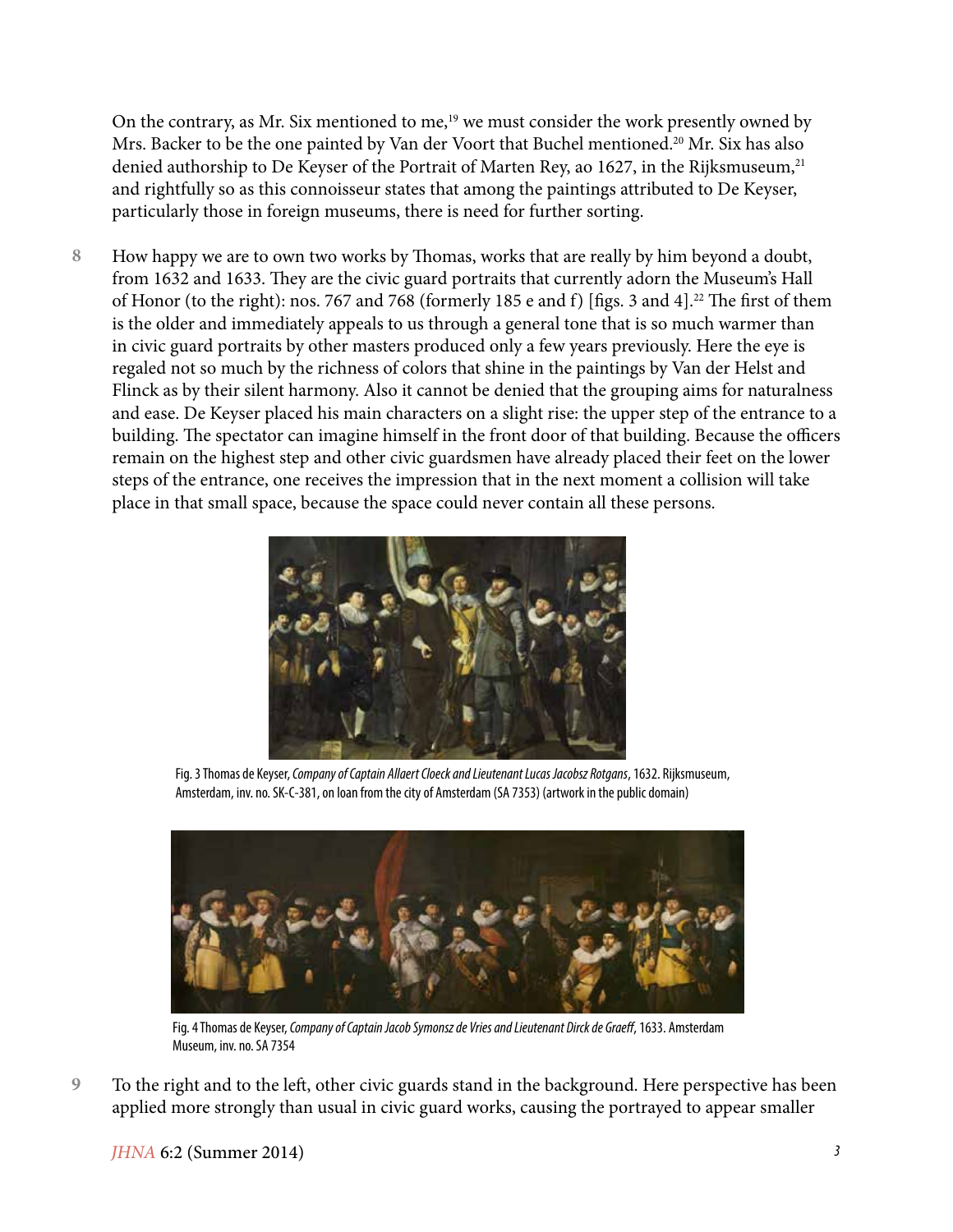On the contrary, as Mr. Six mentioned to me,[19] we must consider the work presently owned by Mrs. Backer to be the one painted by Van der Voort that Buchel mentioned.[20] Mr. Six has also denied authorship to De Keyser of the Portrait of Marten Rey, ao 1627, in the Rijksmuseum,[21] and rightfully so as this connoisseur states that among the paintings attributed to De Keyser, particularly those in foreign museums, there is need for further sorting.

8 How happy we are to own two works by Thomas, works that are really by him beyond a doubt, from 1632 and 1633. They are the civic guard portraits that currently adorn the Museum's Hall of Honor (to the right): nos. 767 and 768 (formerly 185 e and f) [figs. 3 and 4].[22] The first of them is the older and immediately appeals to us through a general tone that is so much warmer than in civic guard portraits by other masters produced only a few years previously. Here the eye is regaled not so much by the richness of colors that shine in the paintings by Van der Helst and Flinck as by their silent harmony. Also it cannot be denied that the grouping aims for naturalness and ease. De Keyser placed his main characters on a slight rise: the upper step of the entrance to a building. The spectator can imagine himself in the front door of that building. Because the officers remain on the highest step and other civic guardsmen have already placed their feet on the lower steps of the entrance, one receives the impression that in the next moment a collision will take place in that small space, because the space could never contain all these persons.

Fig. 3 Thomas de Keyser, *Company of Captain Allaert Cloeck and Lieutenant Lucas Jacobsz Rotgans*, 1632. Rijksmuseum, Amsterdam, inv. no. SK-C-381, on loan from the city of Amsterdam (SA 7353) (artwork in the public domain)

Fig. 4 Thomas de Keyser, *Company of Captain Jacob Symonsz de Vries and Lieutenant Dirck de Graeff*, 1633. Amsterdam Museum, inv. no. SA 7354

9 To the right and to the left, other civic guards stand in the background. Here perspective has been applied more strongly than usual in civic guard works, causing the portrayed to appear smaller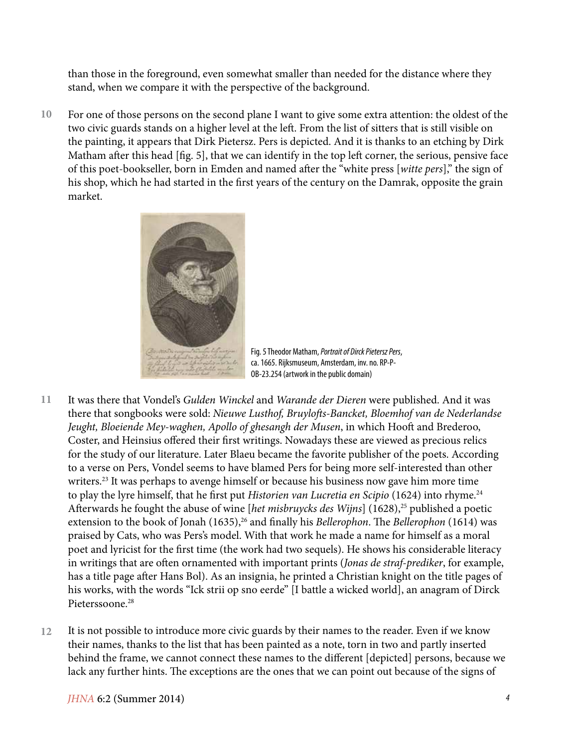than those in the foreground, even somewhat smaller than needed for the distance where they stand, when we compare it with the perspective of the background.

10 For one of those persons on the second plane I want to give some extra attention: the oldest of the two civic guards stands on a higher level at the left. From the list of sitters that is still visible on the painting, it appears that Dirk Pietersz. Pers is depicted. And it is thanks to an etching by Dirk Matham after this head [fig. 5], that we can identify in the top left corner, the serious, pensive face of this poet-bookseller, born in Emden and named after the "white press [*witte pers*]," the sign of his shop, which he had started in the first years of the century on the Damrak, opposite the grain market.

Fig. 5 Theodor Matham, *Portrait of Dirck Pietersz Pers*, ca. 1665. Rijksmuseum, Amsterdam, inv. no. RP-P-OB-23.254 (artwork in the public domain)

11 It was there that Vondel's *Gulden Winckel* and *Warande der Dieren* were published. And it was there that songbooks were sold: *Nieuwe Lusthof, Bruylofts-Bancket, Bloemhof van de Nederlandse Jeught, Bloeiende Mey-waghen, Apollo of ghesangh der Musen*, in which Hooft and Brederoo, Coster, and Heinsius offered their first writings. Nowadays these are viewed as precious relics for the study of our literature. Later Blaeu became the favorite publisher of the poets. According to a verse on Pers, Vondel seems to have blamed Pers for being more self-interested than other writers.[23] It was perhaps to avenge himself or because his business now gave him more time to play the lyre himself, that he first put *Historien van Lucretia en Scipio* (1624) into rhyme.[24] Afterwards he fought the abuse of wine [*het misbruycks des Wijns*] (1628),[25] published a poetic extension to the book of Jonah (1635),[26] and finally his *Bellerophon*. The *Bellerophon* (1614) was praised by Cats, who was Pers's model. With that work he made a name for himself as a moral poet and lyricist for the first time (the work had two sequels). He shows his considerable literacy in writings that are often ornamented with important prints (*Jonas de straf-prediker*, for example, has a title page after Hans Bol). As an insignia, he printed a Christian knight on the title pages of his works, with the words "Ick strii op sno eerde" [I battle a wicked world], an anagram of Dirck Pieterssoone.[28]

12 It is not possible to introduce more civic guards by their names to the reader. Even if we know their names, thanks to the list that has been painted as a note, torn in two and partly inserted behind the frame, we cannot connect these names to the different [depicted] persons, because we lack any further hints. The exceptions are the ones that we can point out because of the signs of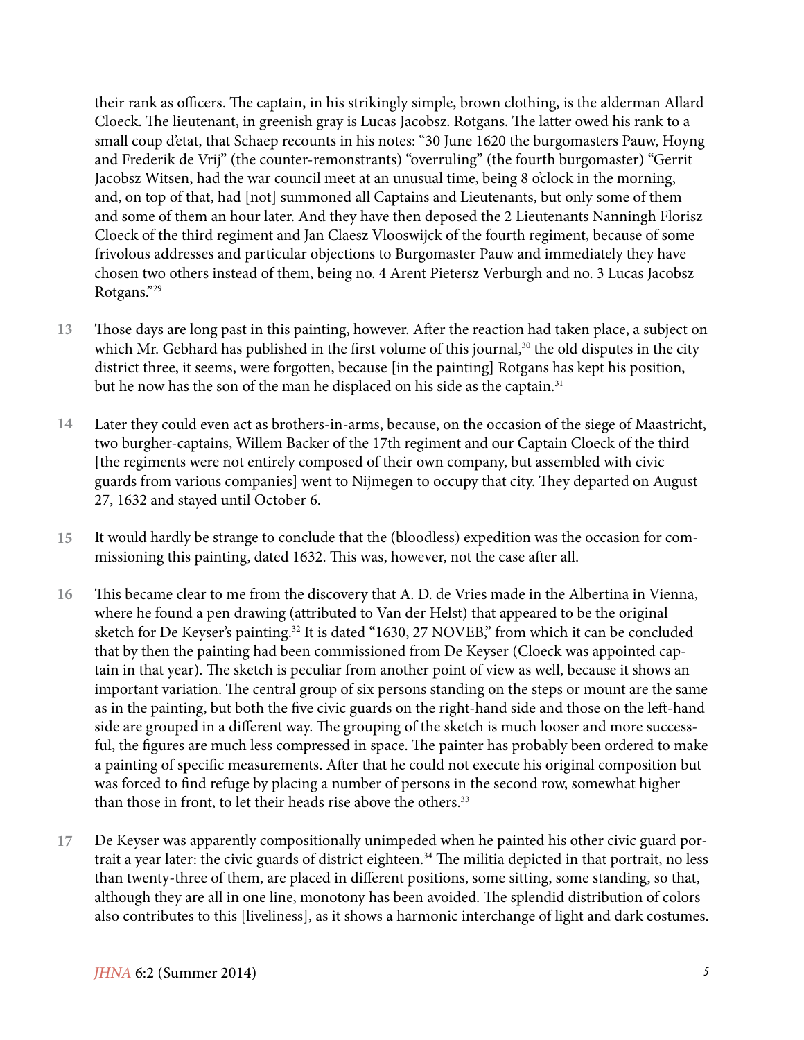their rank as officers. The captain, in his strikingly simple, brown clothing, is the alderman Allard Cloeck. The lieutenant, in greenish gray is Lucas Jacobsz. Rotgans. The latter owed his rank to a small coup d'etat, that Schaep recounts in his notes: "30 June 1620 the burgomasters Pauw, Hoyng and Frederik de Vrij" (the counter-remonstrants) "overruling" (the fourth burgomaster) "Gerrit Jacobsz Witsen, had the war council meet at an unusual time, being 8 o'clock in the morning, and, on top of that, had [not] summoned all Captains and Lieutenants, but only some of them and some of them an hour later. And they have then deposed the 2 Lieutenants Nanningh Florisz Cloeck of the third regiment and Jan Claesz Vlooswijck of the fourth regiment, because of some frivolous addresses and particular objections to Burgomaster Pauw and immediately they have chosen two others instead of them, being no. 4 Arent Pietersz Verburgh and no. 3 Lucas Jacobsz Rotgans."[29]

13 Those days are long past in this painting, however. After the reaction had taken place, a subject on which Mr. Gebhard has published in the first volume of this journal,[30] the old disputes in the city district three, it seems, were forgotten, because [in the painting] Rotgans has kept his position, but he now has the son of the man he displaced on his side as the captain.[31]

14 Later they could even act as brothers-in-arms, because, on the occasion of the siege of Maastricht, two burgher-captains, Willem Backer of the 17th regiment and our Captain Cloeck of the third [the regiments were not entirely composed of their own company, but assembled with civic guards from various companies] went to Nijmegen to occupy that city. They departed on August 27, 1632 and stayed until October 6.

15 It would hardly be strange to conclude that the (bloodless) expedition was the occasion for commissioning this painting, dated 1632. This was, however, not the case after all.

16 This became clear to me from the discovery that A. D. de Vries made in the Albertina in Vienna, where he found a pen drawing (attributed to Van der Helst) that appeared to be the original sketch for De Keyser's painting.[32] It is dated "1630, 27 NOVEB," from which it can be concluded that by then the painting had been commissioned from De Keyser (Cloeck was appointed captain in that year). The sketch is peculiar from another point of view as well, because it shows an important variation. The central group of six persons standing on the steps or mount are the same as in the painting, but both the five civic guards on the right-hand side and those on the left-hand side are grouped in a different way. The grouping of the sketch is much looser and more successful, the figures are much less compressed in space. The painter has probably been ordered to make a painting of specific measurements. After that he could not execute his original composition but was forced to find refuge by placing a number of persons in the second row, somewhat higher than those in front, to let their heads rise above the others.[33]

17 De Keyser was apparently compositionally unimpeded when he painted his other civic guard portrait a year later: the civic guards of district eighteen.[34] The militia depicted in that portrait, no less than twenty-three of them, are placed in different positions, some sitting, some standing, so that, although they are all in one line, monotony has been avoided. The splendid distribution of colors also contributes to this [liveliness], as it shows a harmonic interchange of light and dark costumes.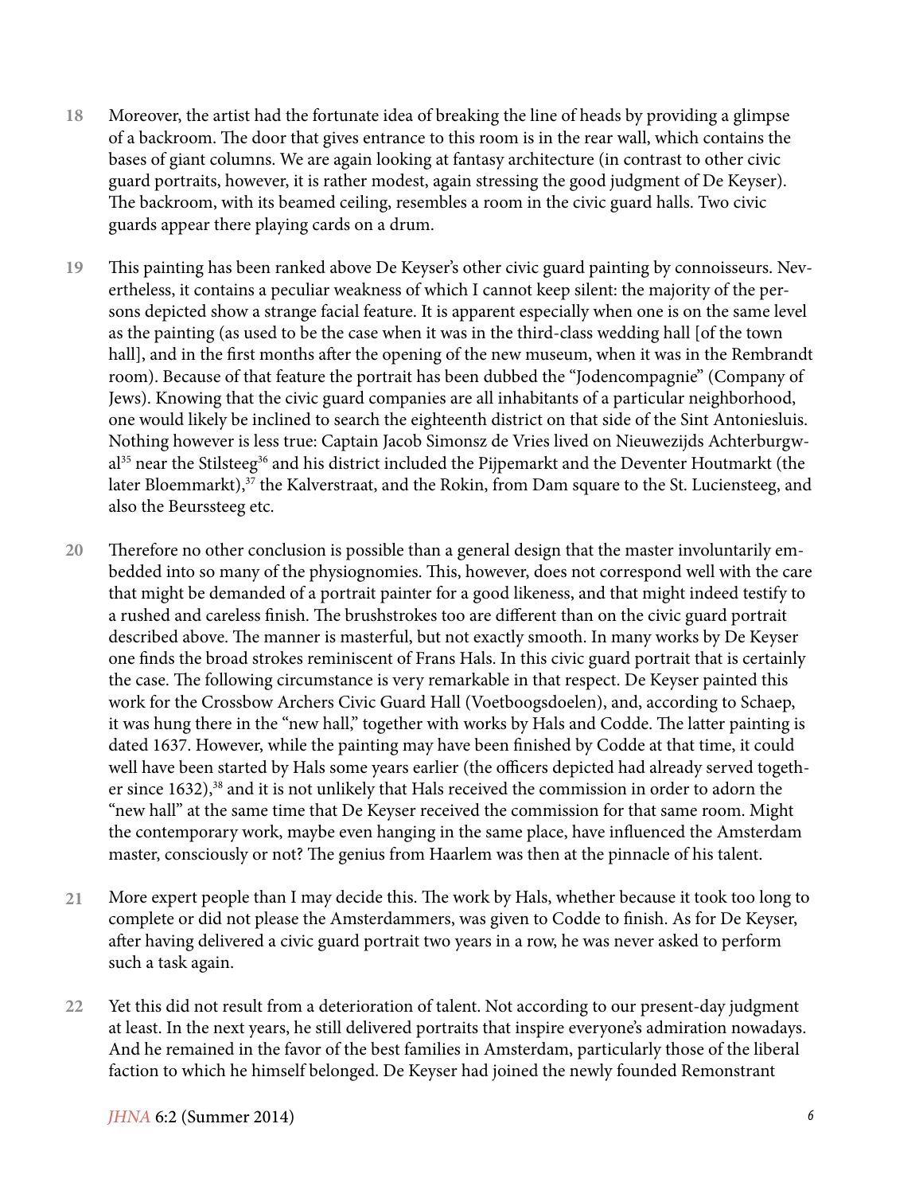18 Moreover, the artist had the fortunate idea of breaking the line of heads by providing a glimpse of a backroom. The door that gives entrance to this room is in the rear wall, which contains the bases of giant columns. We are again looking at fantasy architecture (in contrast to other civic guard portraits, however, it is rather modest, again stressing the good judgment of De Keyser). The backroom, with its beamed ceiling, resembles a room in the civic guard halls. Two civic guards appear there playing cards on a drum.

19 This painting has been ranked above De Keyser's other civic guard painting by connoisseurs. Nevertheless, it contains a peculiar weakness of which I cannot keep silent: the majority of the persons depicted show a strange facial feature. It is apparent especially when one is on the same level as the painting (as used to be the case when it was in the third-class wedding hall [of the town hall], and in the first months after the opening of the new museum, when it was in the Rembrandt room). Because of that feature the portrait has been dubbed the "Jodencompagnie" (Company of Jews). Knowing that the civic guard companies are all inhabitants of a particular neighborhood, one would likely be inclined to search the eighteenth district on that side of the Sint Antoniesluis. Nothing however is less true: Captain Jacob Simonsz de Vries lived on Nieuwezijds Achterburgwal[35] near the Stilsteeg[36] and his district included the Pijpemarkt and the Deventer Houtmarkt (the later Bloemmarkt),[37] the Kalverstraat, and the Rokin, from Dam square to the St. Luciensteeg, and also the Beurssteeg etc.

20 Therefore no other conclusion is possible than a general design that the master involuntarily embedded into so many of the physiognomies. This, however, does not correspond well with the care that might be demanded of a portrait painter for a good likeness, and that might indeed testify to a rushed and careless finish. The brushstrokes too are different than on the civic guard portrait described above. The manner is masterful, but not exactly smooth. In many works by De Keyser one finds the broad strokes reminiscent of Frans Hals. In this civic guard portrait that is certainly the case. The following circumstance is very remarkable in that respect. De Keyser painted this work for the Crossbow Archers Civic Guard Hall (Voetboogsdoelen), and, according to Schaep, it was hung there in the "new hall," together with works by Hals and Codde. The latter painting is dated 1637. However, while the painting may have been finished by Codde at that time, it could well have been started by Hals some years earlier (the officers depicted had already served together since 1632),[38] and it is not unlikely that Hals received the commission in order to adorn the "new hall" at the same time that De Keyser received the commission for that same room. Might the contemporary work, maybe even hanging in the same place, have influenced the Amsterdam master, consciously or not? The genius from Haarlem was then at the pinnacle of his talent.

21 More expert people than I may decide this. The work by Hals, whether because it took too long to complete or did not please the Amsterdammers, was given to Codde to finish. As for De Keyser, after having delivered a civic guard portrait two years in a row, he was never asked to perform such a task again.

22 Yet this did not result from a deterioration of talent. Not according to our present-day judgment at least. In the next years, he still delivered portraits that inspire everyone's admiration nowadays. And he remained in the favor of the best families in Amsterdam, particularly those of the liberal faction to which he himself belonged. De Keyser had joined the newly founded Remonstrant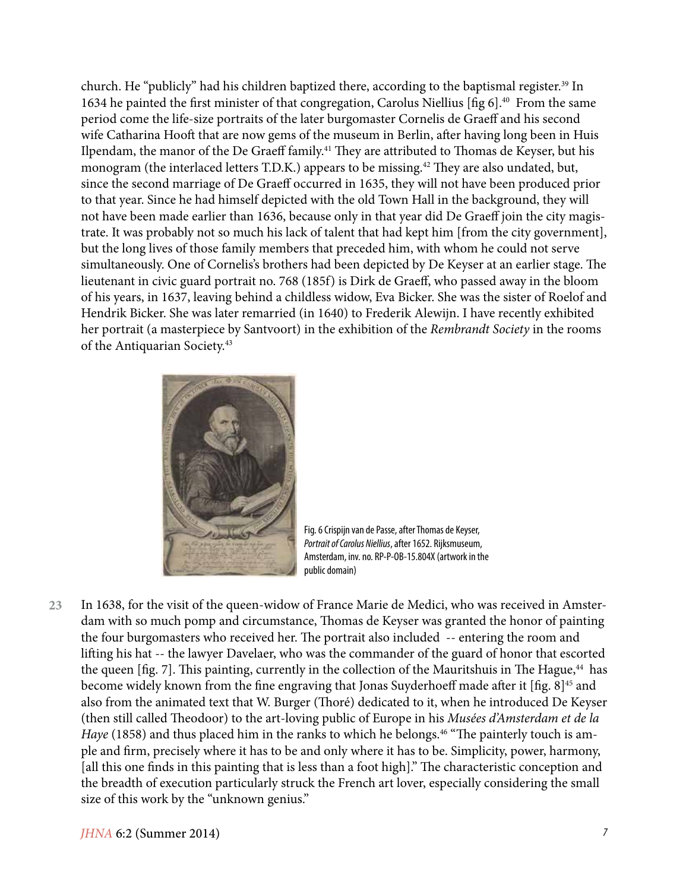church. He "publicly" had his children baptized there, according to the baptismal register.[39] In 1634 he painted the first minister of that congregation, Carolus Niellius [fig 6].[40] From the same period come the life-size portraits of the later burgomaster Cornelis de Graeff and his second wife Catharina Hooft that are now gems of the museum in Berlin, after having long been in Huis Ilpendam, the manor of the De Graeff family.[41] They are attributed to Thomas de Keyser, but his monogram (the interlaced letters T.D.K.) appears to be missing.[42] They are also undated, but, since the second marriage of De Graeff occurred in 1635, they will not have been produced prior to that year. Since he had himself depicted with the old Town Hall in the background, they will not have been made earlier than 1636, because only in that year did De Graeff join the city magistrate. It was probably not so much his lack of talent that had kept him [from the city government], but the long lives of those family members that preceded him, with whom he could not serve simultaneously. One of Cornelis's brothers had been depicted by De Keyser at an earlier stage. The lieutenant in civic guard portrait no. 768 (185f) is Dirk de Graeff, who passed away in the bloom of his years, in 1637, leaving behind a childless widow, Eva Bicker. She was the sister of Roelof and Hendrik Bicker. She was later remarried (in 1640) to Frederik Alewijn. I have recently exhibited her portrait (a masterpiece by Santvoort) in the exhibition of the *Rembrandt Society* in the rooms of the Antiquarian Society.[43]

Fig. 6 Crispijn van de Passe, after Thomas de Keyser, *Portrait of Carolus Niellius*, after 1652. Rijksmuseum, Amsterdam, inv. no. RP-P-OB-15.804X (artwork in the public domain)

23 In 1638, for the visit of the queen-widow of France Marie de Medici, who was received in Amsterdam with so much pomp and circumstance, Thomas de Keyser was granted the honor of painting the four burgomasters who received her. The portrait also included -- entering the room and lifting his hat -- the lawyer Davelaer, who was the commander of the guard of honor that escorted the queen [fig. 7]. This painting, currently in the collection of the Mauritshuis in The Hague,[44] has become widely known from the fine engraving that Jonas Suyderhoeff made after it [fig. 8][45] and also from the animated text that W. Burger (Thoré) dedicated to it, when he introduced De Keyser (then still called Theodoor) to the art-loving public of Europe in his *Musées d'Amsterdam et de la Haye* (1858) and thus placed him in the ranks to which he belongs.[46] "The painterly touch is ample and firm, precisely where it has to be and only where it has to be. Simplicity, power, harmony, [all this one finds in this painting that is less than a foot high]." The characteristic conception and the breadth of execution particularly struck the French art lover, especially considering the small size of this work by the "unknown genius."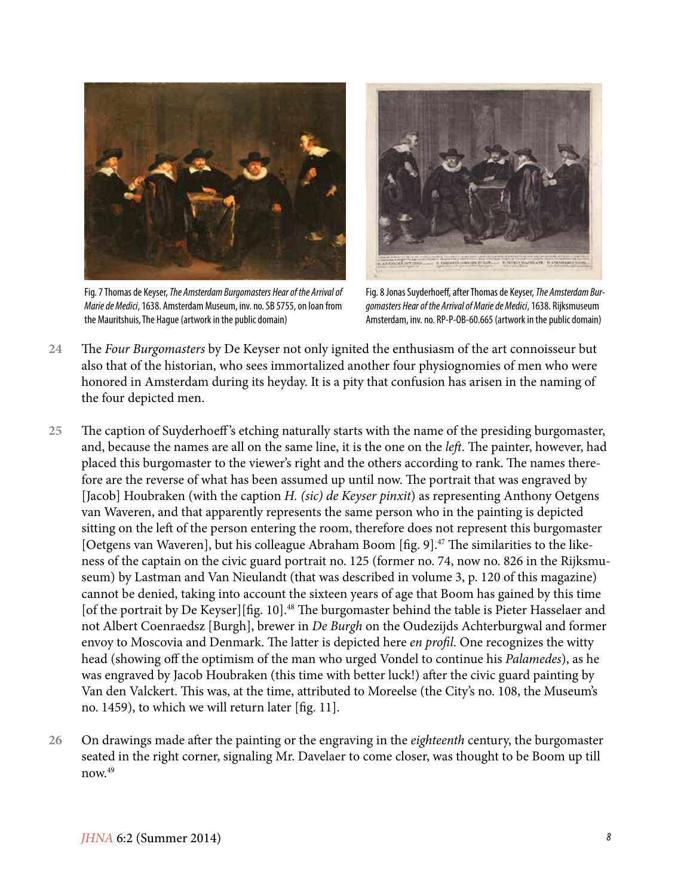Fig. 7 Thomas de Keyser, *The Amsterdam Burgomasters Hear of the Arrival of Marie de Medici*, 1638. Amsterdam Museum, inv. no. SB 5755, on loan from the Mauritshuis, The Hague (artwork in the public domain)

Fig. 8 Jonas Suyderhoeff, after Thomas de Keyser, *The Amsterdam Burgomasters Hear of the Arrival of Marie de Medici*, 1638. Rijksmuseum Amsterdam, inv. no. RP-P-OB-60.665 (artwork in the public domain)

24 The *Four Burgomasters* by De Keyser not only ignited the enthusiasm of the art connoisseur but also that of the historian, who sees immortalized another four physiognomies of men who were honored in Amsterdam during its heyday. It is a pity that confusion has arisen in the naming of the four depicted men.

25 The caption of Suyderhoeff's etching naturally starts with the name of the presiding burgomaster, and, because the names are all on the same line, it is the one on the *left*. The painter, however, had placed this burgomaster to the viewer's right and the others according to rank. The names therefore are the reverse of what has been assumed up until now. The portrait that was engraved by [Jacob] Houbraken (with the caption *H. (sic) de Keyser pinxit*) as representing Anthony Oetgens van Waveren, and that apparently represents the same person who in the painting is depicted sitting on the left of the person entering the room, therefore does not represent this burgomaster [Oetgens van Waveren], but his colleague Abraham Boom [fig. 9].[47] The similarities to the likeness of the captain on the civic guard portrait no. 125 (former no. 74, now no. 826 in the Rijksmuseum) by Lastman and Van Nieulandt (that was described in volume 3, p. 120 of this magazine) cannot be denied, taking into account the sixteen years of age that Boom has gained by this time [of the portrait by De Keyser][fig. 10].[48] The burgomaster behind the table is Pieter Hasselaer and not Albert Coenraedsz [Burgh], brewer in *De Burgh* on the Oudezijds Achterburgwal and former envoy to Moscovia and Denmark. The latter is depicted here *en profil*. One recognizes the witty head (showing off the optimism of the man who urged Vondel to continue his *Palamedes*), as he was engraved by Jacob Houbraken (this time with better luck!) after the civic guard painting by Van den Valckert. This was, at the time, attributed to Moreelse (the City's no. 108, the Museum's no. 1459), to which we will return later [fig. 11].

26 On drawings made after the painting or the engraving in the *eighteenth* century, the burgomaster seated in the right corner, signaling Mr. Davelaer to come closer, was thought to be Boom up till now.[49]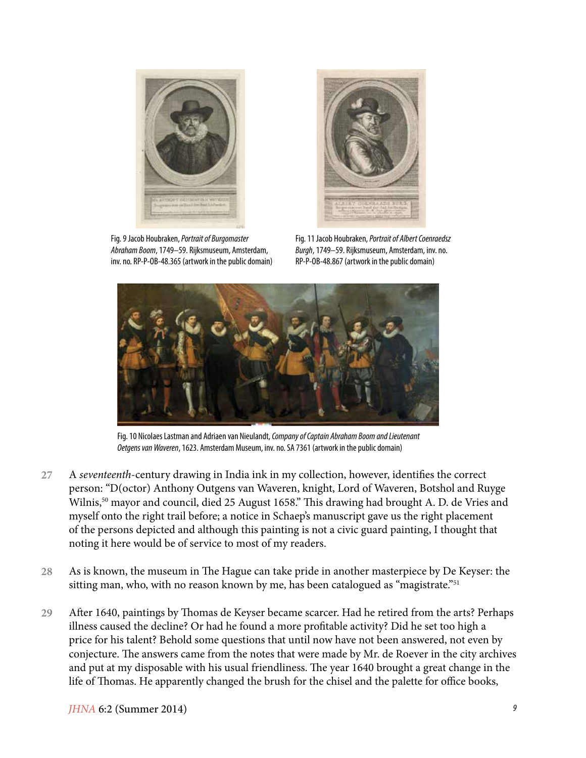Fig. 9 Jacob Houbraken, *Portrait of Burgomaster Abraham Boom*, 1749–59. Rijksmuseum, Amsterdam, inv. no. RP-P-OB-48.365 (artwork in the public domain)

Fig. 11 Jacob Houbraken, *Portrait of Albert Coenraedsz Burgh*, 1749–59. Rijksmuseum, Amsterdam, inv. no. RP-P-OB-48.867 (artwork in the public domain)

Fig. 10 Nicolaes Lastman and Adriaen van Nieulandt, *Company of Captain Abraham Boom and Lieutenant Oetgens van Waveren*, 1623. Amsterdam Museum, inv. no. SA 7361 (artwork in the public domain)

27 A *seventeenth*-century drawing in India ink in my collection, however, identifies the correct person: "D(octor) Anthony Outgens van Waveren, knight, Lord of Waveren, Botshol and Ruyge Wilnis,[50] mayor and council, died 25 August 1658." This drawing had brought A. D. de Vries and myself onto the right trail before; a notice in Schaep's manuscript gave us the right placement of the persons depicted and although this painting is not a civic guard painting, I thought that noting it here would be of service to most of my readers.

28 As is known, the museum in The Hague can take pride in another masterpiece by De Keyser: the sitting man, who, with no reason known by me, has been catalogued as "magistrate."[51]

29 After 1640, paintings by Thomas de Keyser became scarcer. Had he retired from the arts? Perhaps illness caused the decline? Or had he found a more profitable activity? Did he set too high a price for his talent? Behold some questions that until now have not been answered, not even by conjecture. The answers came from the notes that were made by Mr. de Roever in the city archives and put at my disposable with his usual friendliness. The year 1640 brought a great change in the life of Thomas. He apparently changed the brush for the chisel and the palette for office books,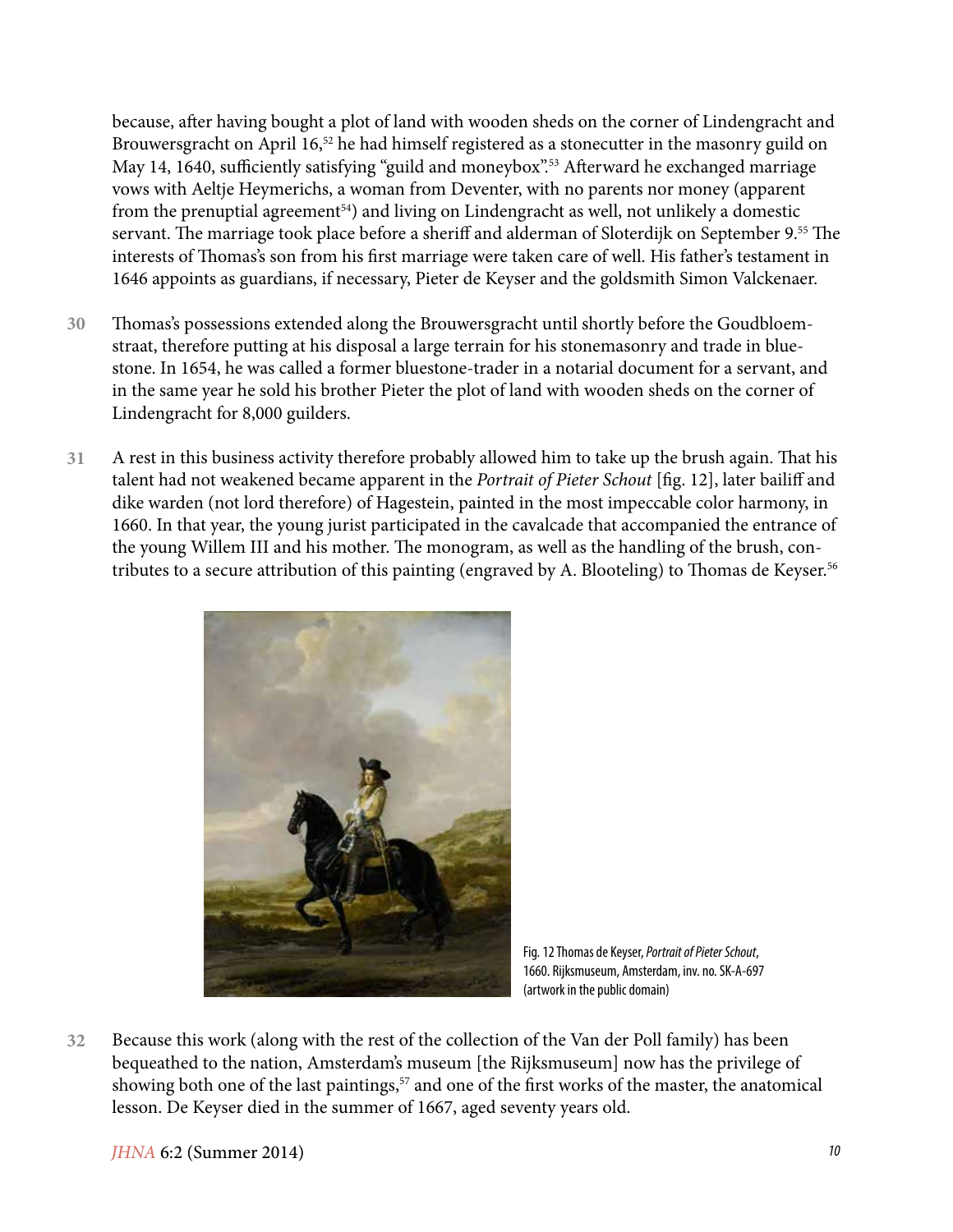because, after having bought a plot of land with wooden sheds on the corner of Lindengracht and Brouwersgracht on April 16,[52] he had himself registered as a stonecutter in the masonry guild on May 14, 1640, sufficiently satisfying "guild and moneybox".[53] Afterward he exchanged marriage vows with Aeltje Heymerichs, a woman from Deventer, with no parents nor money (apparent from the prenuptial agreement[54]) and living on Lindengracht as well, not unlikely a domestic servant. The marriage took place before a sheriff and alderman of Sloterdijk on September 9.[55] The interests of Thomas's son from his first marriage were taken care of well. His father's testament in 1646 appoints as guardians, if necessary, Pieter de Keyser and the goldsmith Simon Valckenaer.

30 Thomas's possessions extended along the Brouwersgracht until shortly before the Goudbloemstraat, therefore putting at his disposal a large terrain for his stonemasonry and trade in bluestone. In 1654, he was called a former bluestone-trader in a notarial document for a servant, and in the same year he sold his brother Pieter the plot of land with wooden sheds on the corner of Lindengracht for 8,000 guilders.

31 A rest in this business activity therefore probably allowed him to take up the brush again. That his talent had not weakened became apparent in the *Portrait of Pieter Schout* [fig. 12], later bailiff and dike warden (not lord therefore) of Hagestein, painted in the most impeccable color harmony, in 1660. In that year, the young jurist participated in the cavalcade that accompanied the entrance of the young Willem III and his mother. The monogram, as well as the handling of the brush, contributes to a secure attribution of this painting (engraved by A. Blooteling) to Thomas de Keyser.[56]

Fig. 12 Thomas de Keyser, *Portrait of Pieter Schout*, 1660. Rijksmuseum, Amsterdam, inv. no. SK-A-697 (artwork in the public domain)

32 Because this work (along with the rest of the collection of the Van der Poll family) has been bequeathed to the nation, Amsterdam's museum [the Rijksmuseum] now has the privilege of showing both one of the last paintings,[57] and one of the first works of the master, the anatomical lesson. De Keyser died in the summer of 1667, aged seventy years old.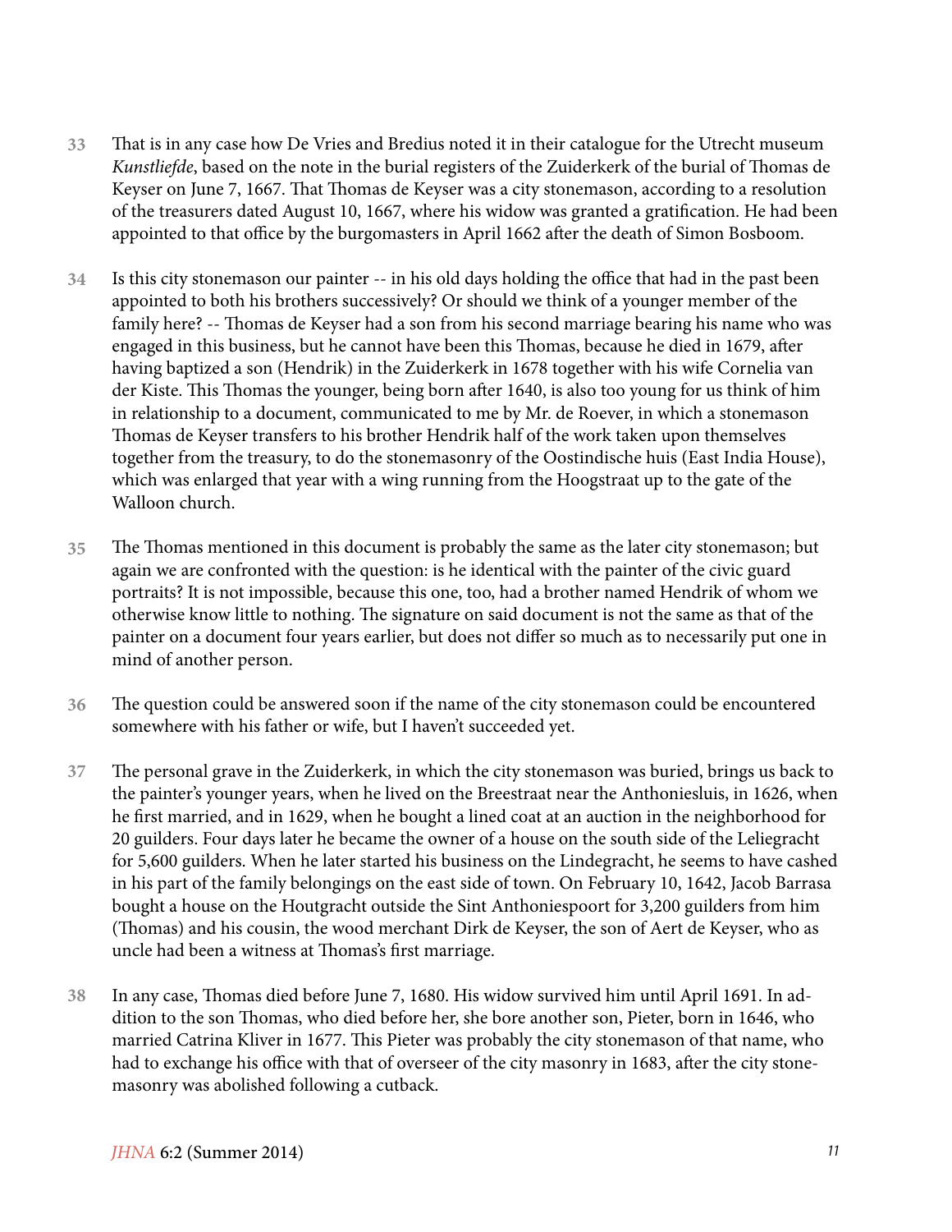33 That is in any case how De Vries and Bredius noted it in their catalogue for the Utrecht museum *Kunstliefde*, based on the note in the burial registers of the Zuiderkerk of the burial of Thomas de Keyser on June 7, 1667. That Thomas de Keyser was a city stonemason, according to a resolution of the treasurers dated August 10, 1667, where his widow was granted a gratification. He had been appointed to that office by the burgomasters in April 1662 after the death of Simon Bosboom.

34 Is this city stonemason our painter -- in his old days holding the office that had in the past been appointed to both his brothers successively? Or should we think of a younger member of the family here? -- Thomas de Keyser had a son from his second marriage bearing his name who was engaged in this business, but he cannot have been this Thomas, because he died in 1679, after having baptized a son (Hendrik) in the Zuiderkerk in 1678 together with his wife Cornelia van der Kiste. This Thomas the younger, being born after 1640, is also too young for us think of him in relationship to a document, communicated to me by Mr. de Roever, in which a stonemason Thomas de Keyser transfers to his brother Hendrik half of the work taken upon themselves together from the treasury, to do the stonemasonry of the Oostindische huis (East India House), which was enlarged that year with a wing running from the Hoogstraat up to the gate of the Walloon church.

35 The Thomas mentioned in this document is probably the same as the later city stonemason; but again we are confronted with the question: is he identical with the painter of the civic guard portraits? It is not impossible, because this one, too, had a brother named Hendrik of whom we otherwise know little to nothing. The signature on said document is not the same as that of the painter on a document four years earlier, but does not differ so much as to necessarily put one in mind of another person.

36 The question could be answered soon if the name of the city stonemason could be encountered somewhere with his father or wife, but I haven't succeeded yet.

37 The personal grave in the Zuiderkerk, in which the city stonemason was buried, brings us back to the painter's younger years, when he lived on the Breestraat near the Anthoniesluis, in 1626, when he first married, and in 1629, when he bought a lined coat at an auction in the neighborhood for 20 guilders. Four days later he became the owner of a house on the south side of the Leliegracht for 5,600 guilders. When he later started his business on the Lindegracht, he seems to have cashed in his part of the family belongings on the east side of town. On February 10, 1642, Jacob Barrasa bought a house on the Houtgracht outside the Sint Anthoniespoort for 3,200 guilders from him (Thomas) and his cousin, the wood merchant Dirk de Keyser, the son of Aert de Keyser, who as uncle had been a witness at Thomas's first marriage.

38 In any case, Thomas died before June 7, 1680. His widow survived him until April 1691. In addition to the son Thomas, who died before her, she bore another son, Pieter, born in 1646, who married Catrina Kliver in 1677. This Pieter was probably the city stonemason of that name, who had to exchange his office with that of overseer of the city masonry in 1683, after the city stonemasonry was abolished following a cutback.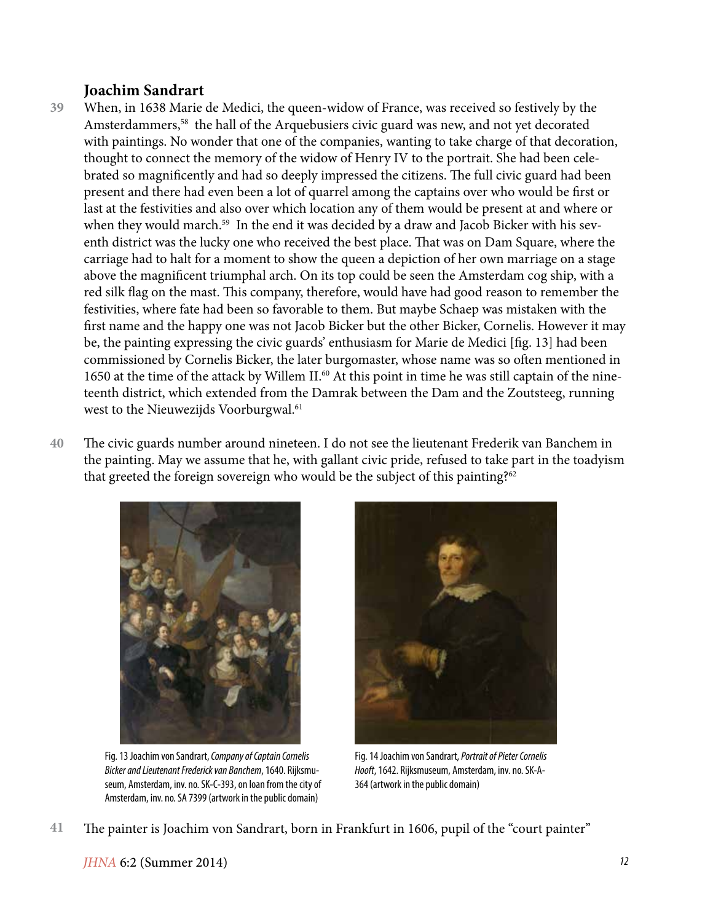## Joachim Sandrart

39 When, in 1638 Marie de Medici, the queen-widow of France, was received so festively by the Amsterdammers,[58] the hall of the Arquebusiers civic guard was new, and not yet decorated with paintings. No wonder that one of the companies, wanting to take charge of that decoration, thought to connect the memory of the widow of Henry IV to the portrait. She had been celebrated so magnificently and had so deeply impressed the citizens. The full civic guard had been present and there had even been a lot of quarrel among the captains over who would be first or last at the festivities and also over which location any of them would be present at and where or when they would march.[59] In the end it was decided by a draw and Jacob Bicker with his seventh district was the lucky one who received the best place. That was on Dam Square, where the carriage had to halt for a moment to show the queen a depiction of her own marriage on a stage above the magnificent triumphal arch. On its top could be seen the Amsterdam cog ship, with a red silk flag on the mast. This company, therefore, would have had good reason to remember the festivities, where fate had been so favorable to them. But maybe Schaep was mistaken with the first name and the happy one was not Jacob Bicker but the other Bicker, Cornelis. However it may be, the painting expressing the civic guards' enthusiasm for Marie de Medici [fig. 13] had been commissioned by Cornelis Bicker, the later burgomaster, whose name was so often mentioned in 1650 at the time of the attack by Willem II.[60] At this point in time he was still captain of the nineteenth district, which extended from the Damrak between the Dam and the Zoutsteeg, running west to the Nieuwezijds Voorburgwal.[61]

40 The civic guards number around nineteen. I do not see the lieutenant Frederik van Banchem in the painting. May we assume that he, with gallant civic pride, refused to take part in the toadyism that greeted the foreign sovereign who would be the subject of this painting?[62]

Fig. 13 Joachim von Sandrart, *Company of Captain Cornelis Bicker and Lieutenant Frederick van Banchem*, 1640. Rijksmuseum, Amsterdam, inv. no. SK-C-393, on loan from the city of Amsterdam, inv. no. SA 7399 (artwork in the public domain)

Fig. 14 Joachim von Sandrart, *Portrait of Pieter Cornelis Hooft*, 1642. Rijksmuseum, Amsterdam, inv. no. SK-A-364 (artwork in the public domain)

41 The painter is Joachim von Sandrart, born in Frankfurt in 1606, pupil of the "court painter"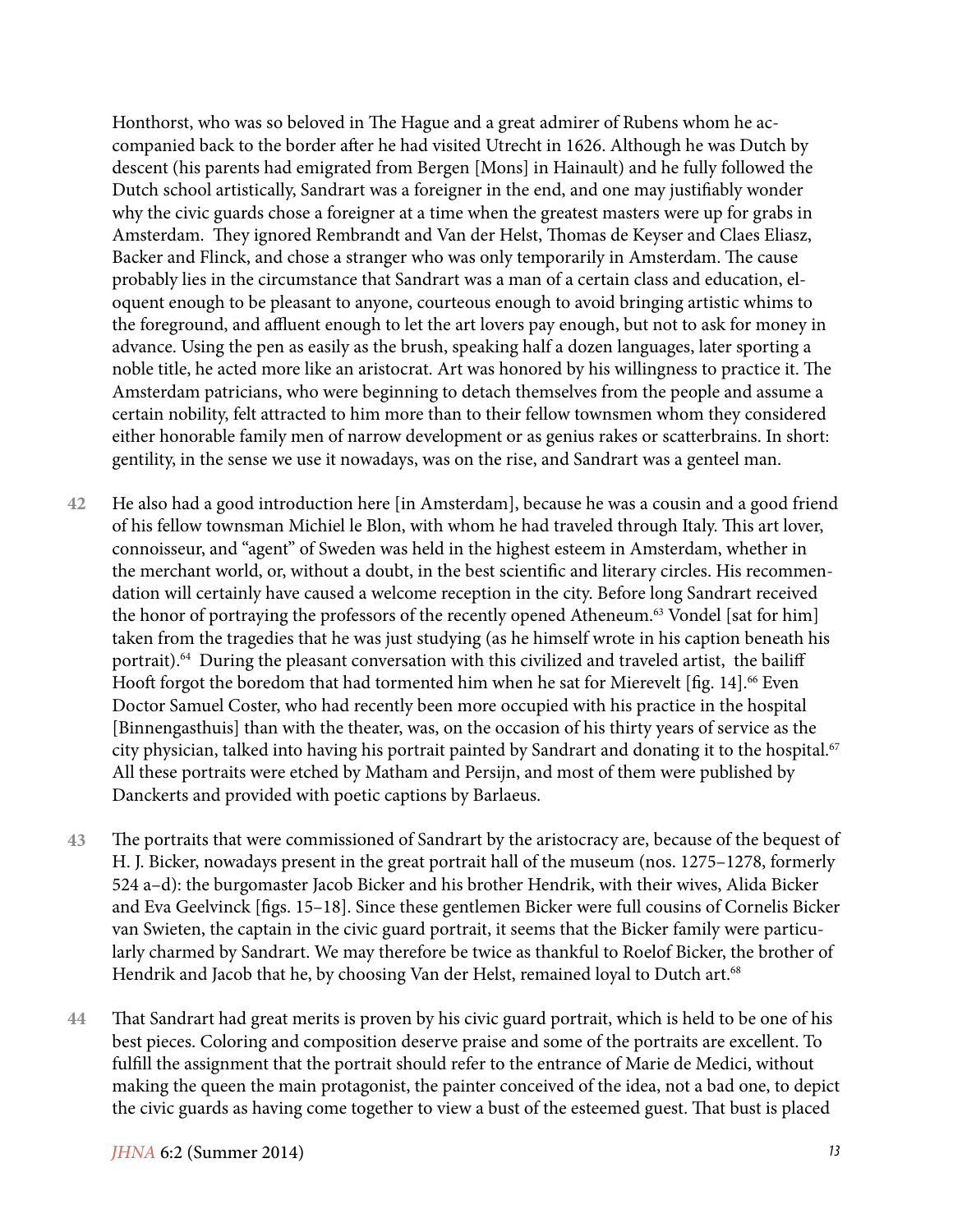Honthorst, who was so beloved in The Hague and a great admirer of Rubens whom he accompanied back to the border after he had visited Utrecht in 1626. Although he was Dutch by descent (his parents had emigrated from Bergen [Mons] in Hainault) and he fully followed the Dutch school artistically, Sandrart was a foreigner in the end, and one may justifiably wonder why the civic guards chose a foreigner at a time when the greatest masters were up for grabs in Amsterdam. They ignored Rembrandt and Van der Helst, Thomas de Keyser and Claes Eliasz, Backer and Flinck, and chose a stranger who was only temporarily in Amsterdam. The cause probably lies in the circumstance that Sandrart was a man of a certain class and education, eloquent enough to be pleasant to anyone, courteous enough to avoid bringing artistic whims to the foreground, and affluent enough to let the art lovers pay enough, but not to ask for money in advance. Using the pen as easily as the brush, speaking half a dozen languages, later sporting a noble title, he acted more like an aristocrat. Art was honored by his willingness to practice it. The Amsterdam patricians, who were beginning to detach themselves from the people and assume a certain nobility, felt attracted to him more than to their fellow townsmen whom they considered either honorable family men of narrow development or as genius rakes or scatterbrains. In short: gentility, in the sense we use it nowadays, was on the rise, and Sandrart was a genteel man.

42 He also had a good introduction here [in Amsterdam], because he was a cousin and a good friend of his fellow townsman Michiel le Blon, with whom he had traveled through Italy. This art lover, connoisseur, and "agent" of Sweden was held in the highest esteem in Amsterdam, whether in the merchant world, or, without a doubt, in the best scientific and literary circles. His recommendation will certainly have caused a welcome reception in the city. Before long Sandrart received the honor of portraying the professors of the recently opened Atheneum.[63] Vondel [sat for him] taken from the tragedies that he was just studying (as he himself wrote in his caption beneath his portrait).[64] During the pleasant conversation with this civilized and traveled artist, the bailiff Hooft forgot the boredom that had tormented him when he sat for Mierevelt [fig. 14].[66] Even Doctor Samuel Coster, who had recently been more occupied with his practice in the hospital [Binnengasthuis] than with the theater, was, on the occasion of his thirty years of service as the city physician, talked into having his portrait painted by Sandrart and donating it to the hospital.[67] All these portraits were etched by Matham and Persijn, and most of them were published by Danckerts and provided with poetic captions by Barlaeus.

43 The portraits that were commissioned of Sandrart by the aristocracy are, because of the bequest of H. J. Bicker, nowadays present in the great portrait hall of the museum (nos. 1275–1278, formerly 524 a–d): the burgomaster Jacob Bicker and his brother Hendrik, with their wives, Alida Bicker and Eva Geelvinck [figs. 15–18]. Since these gentlemen Bicker were full cousins of Cornelis Bicker van Swieten, the captain in the civic guard portrait, it seems that the Bicker family were particularly charmed by Sandrart. We may therefore be twice as thankful to Roelof Bicker, the brother of Hendrik and Jacob that he, by choosing Van der Helst, remained loyal to Dutch art.[68]

44 That Sandrart had great merits is proven by his civic guard portrait, which is held to be one of his best pieces. Coloring and composition deserve praise and some of the portraits are excellent. To fulfill the assignment that the portrait should refer to the entrance of Marie de Medici, without making the queen the main protagonist, the painter conceived of the idea, not a bad one, to depict the civic guards as having come together to view a bust of the esteemed guest. That bust is placed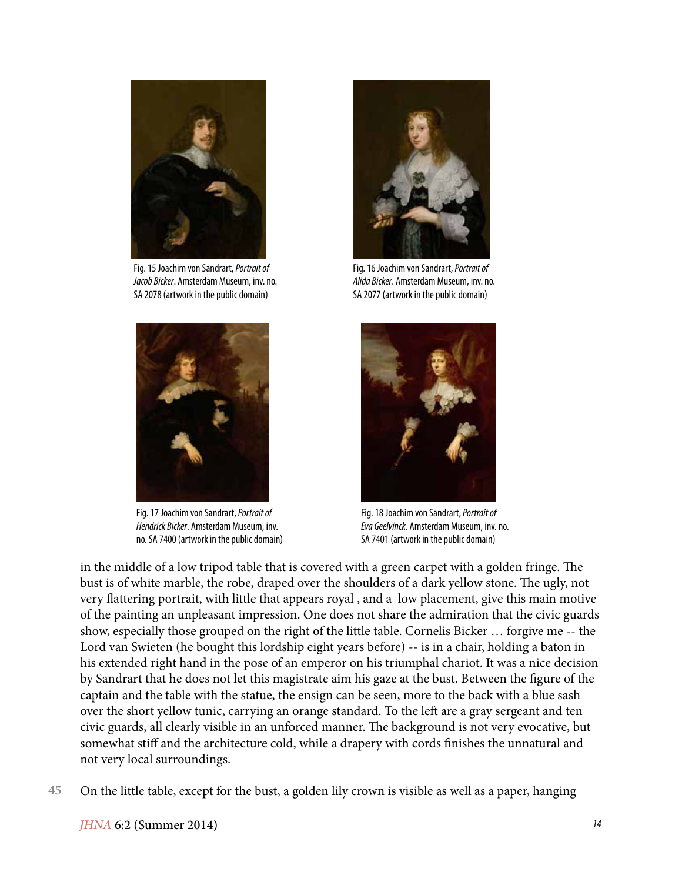Fig. 15 Joachim von Sandrart, *Portrait of Jacob Bicker*. Amsterdam Museum, inv. no. SA 2078 (artwork in the public domain)

Fig. 16 Joachim von Sandrart, *Portrait of Alida Bicker*. Amsterdam Museum, inv. no. SA 2077 (artwork in the public domain)

Fig. 17 Joachim von Sandrart, *Portrait of Hendrick Bicker*. Amsterdam Museum, inv. no. SA 7400 (artwork in the public domain)

Fig. 18 Joachim von Sandrart, *Portrait of Eva Geelvinck*. Amsterdam Museum, inv. no. SA 7401 (artwork in the public domain)

in the middle of a low tripod table that is covered with a green carpet with a golden fringe. The bust is of white marble, the robe, draped over the shoulders of a dark yellow stone. The ugly, not very flattering portrait, with little that appears royal , and a low placement, give this main motive of the painting an unpleasant impression. One does not share the admiration that the civic guards show, especially those grouped on the right of the little table. Cornelis Bicker … forgive me -- the Lord van Swieten (he bought this lordship eight years before) -- is in a chair, holding a baton in his extended right hand in the pose of an emperor on his triumphal chariot. It was a nice decision by Sandrart that he does not let this magistrate aim his gaze at the bust. Between the figure of the captain and the table with the statue, the ensign can be seen, more to the back with a blue sash over the short yellow tunic, carrying an orange standard. To the left are a gray sergeant and ten civic guards, all clearly visible in an unforced manner. The background is not very evocative, but somewhat stiff and the architecture cold, while a drapery with cords finishes the unnatural and not very local surroundings.

45 On the little table, except for the bust, a golden lily crown is visible as well as a paper, hanging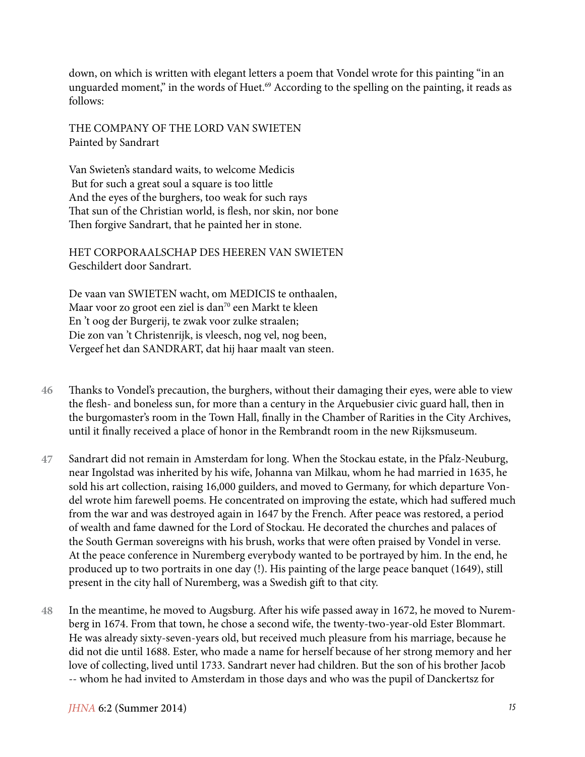down, on which is written with elegant letters a poem that Vondel wrote for this painting "in an unguarded moment," in the words of Huet.[69] According to the spelling on the painting, it reads as follows:

THE COMPANY OF THE LORD VAN SWIETEN
Painted by Sandrart

Van Swieten's standard waits, to welcome Medicis
But for such a great soul a square is too little
And the eyes of the burghers, too weak for such rays
That sun of the Christian world, is flesh, nor skin, nor bone
Then forgive Sandrart, that he painted her in stone.

HET CORPORAALSCHAP DES HEEREN VAN SWIETEN
Geschildert door Sandrart.

De vaan van SWIETEN wacht, om MEDICIS te onthaalen,
Maar voor zo groot een ziel is dan[70] een Markt te kleen
En 't oog der Burgerij, te zwak voor zulke straalen;
Die zon van 't Christenrijk, is vleesch, nog vel, nog been,
Vergeef het dan SANDRART, dat hij haar maalt van steen.

46 Thanks to Vondel's precaution, the burghers, without their damaging their eyes, were able to view the flesh- and boneless sun, for more than a century in the Arquebusier civic guard hall, then in the burgomaster's room in the Town Hall, finally in the Chamber of Rarities in the City Archives, until it finally received a place of honor in the Rembrandt room in the new Rijksmuseum.

47 Sandrart did not remain in Amsterdam for long. When the Stockau estate, in the Pfalz-Neuburg, near Ingolstad was inherited by his wife, Johanna van Milkau, whom he had married in 1635, he sold his art collection, raising 16,000 guilders, and moved to Germany, for which departure Vondel wrote him farewell poems. He concentrated on improving the estate, which had suffered much from the war and was destroyed again in 1647 by the French. After peace was restored, a period of wealth and fame dawned for the Lord of Stockau. He decorated the churches and palaces of the South German sovereigns with his brush, works that were often praised by Vondel in verse. At the peace conference in Nuremberg everybody wanted to be portrayed by him. In the end, he produced up to two portraits in one day (!). His painting of the large peace banquet (1649), still present in the city hall of Nuremberg, was a Swedish gift to that city.

48 In the meantime, he moved to Augsburg. After his wife passed away in 1672, he moved to Nuremberg in 1674. From that town, he chose a second wife, the twenty-two-year-old Ester Blommart. He was already sixty-seven-years old, but received much pleasure from his marriage, because he did not die until 1688. Ester, who made a name for herself because of her strong memory and her love of collecting, lived until 1733. Sandrart never had children. But the son of his brother Jacob -- whom he had invited to Amsterdam in those days and who was the pupil of Danckertsz for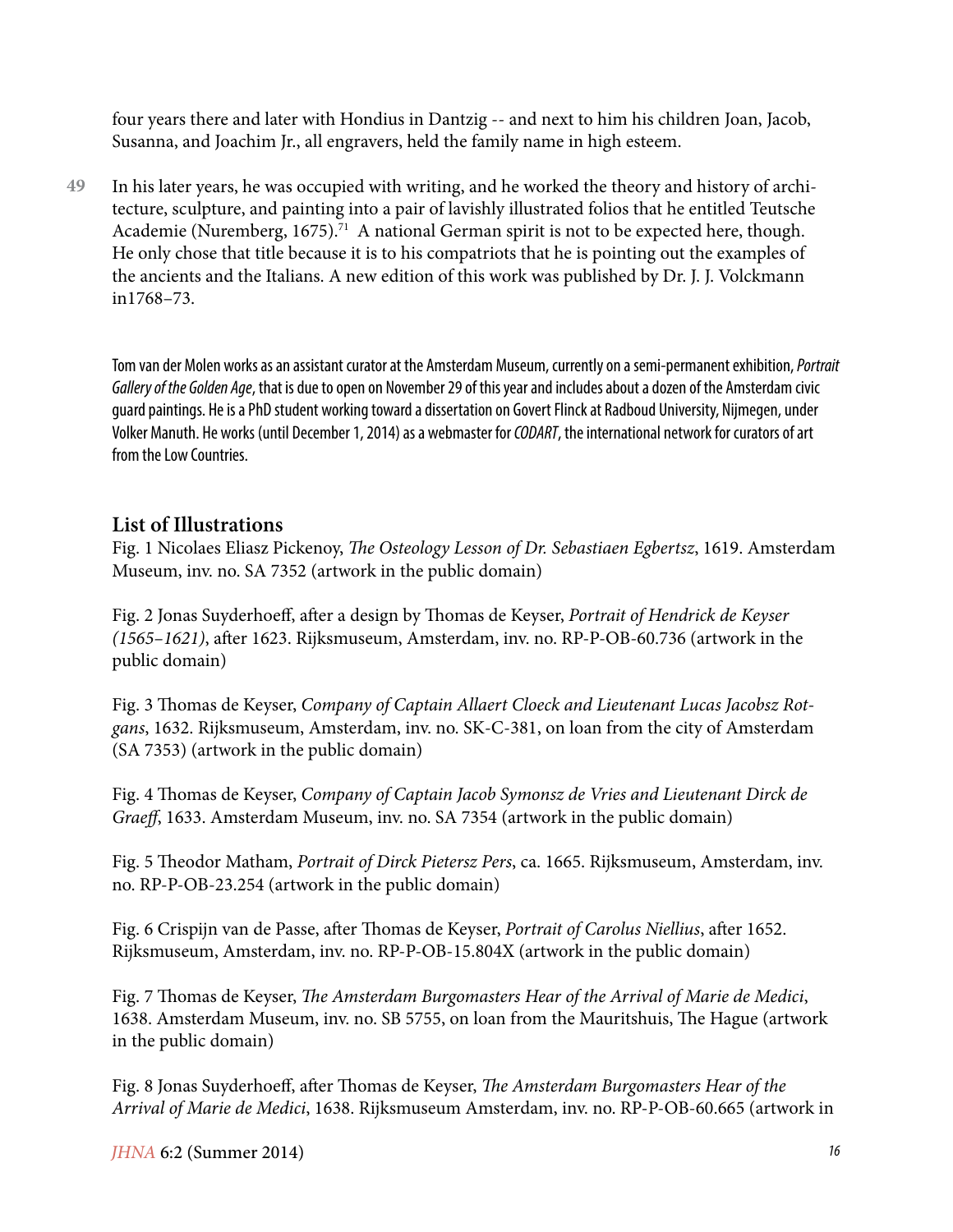four years there and later with Hondius in Dantzig -- and next to him his children Joan, Jacob, Susanna, and Joachim Jr., all engravers, held the family name in high esteem.

49 In his later years, he was occupied with writing, and he worked the theory and history of architecture, sculpture, and painting into a pair of lavishly illustrated folios that he entitled Teutsche Academie (Nuremberg, 1675).[71] A national German spirit is not to be expected here, though. He only chose that title because it is to his compatriots that he is pointing out the examples of the ancients and the Italians. A new edition of this work was published by Dr. J. J. Volckmann in1768–73.

Tom van der Molen works as an assistant curator at the Amsterdam Museum, currently on a semi-permanent exhibition, *Portrait Gallery of the Golden Age*, that is due to open on November 29 of this year and includes about a dozen of the Amsterdam civic guard paintings. He is a PhD student working toward a dissertation on Govert Flinck at Radboud University, Nijmegen, under Volker Manuth. He works (until December 1, 2014) as a webmaster for *CODART*, the international network for curators of art from the Low Countries.

## List of Illustrations

Fig. 1 Nicolaes Eliasz Pickenoy, *The Osteology Lesson of Dr. Sebastiaen Egbertsz*, 1619. Amsterdam Museum, inv. no. SA 7352 (artwork in the public domain)

Fig. 2 Jonas Suyderhoeff, after a design by Thomas de Keyser, *Portrait of Hendrick de Keyser (1565–1621)*, after 1623. Rijksmuseum, Amsterdam, inv. no. RP-P-OB-60.736 (artwork in the public domain)

Fig. 3 Thomas de Keyser, *Company of Captain Allaert Cloeck and Lieutenant Lucas Jacobsz Rotgans*, 1632. Rijksmuseum, Amsterdam, inv. no. SK-C-381, on loan from the city of Amsterdam (SA 7353) (artwork in the public domain)

Fig. 4 Thomas de Keyser, *Company of Captain Jacob Symonsz de Vries and Lieutenant Dirck de Graeff*, 1633. Amsterdam Museum, inv. no. SA 7354 (artwork in the public domain)

Fig. 5 Theodor Matham, *Portrait of Dirck Pietersz Pers*, ca. 1665. Rijksmuseum, Amsterdam, inv. no. RP-P-OB-23.254 (artwork in the public domain)

Fig. 6 Crispijn van de Passe, after Thomas de Keyser, *Portrait of Carolus Niellius*, after 1652. Rijksmuseum, Amsterdam, inv. no. RP-P-OB-15.804X (artwork in the public domain)

Fig. 7 Thomas de Keyser, *The Amsterdam Burgomasters Hear of the Arrival of Marie de Medici*, 1638. Amsterdam Museum, inv. no. SB 5755, on loan from the Mauritshuis, The Hague (artwork in the public domain)

Fig. 8 Jonas Suyderhoeff, after Thomas de Keyser, *The Amsterdam Burgomasters Hear of the Arrival of Marie de Medici*, 1638. Rijksmuseum Amsterdam, inv. no. RP-P-OB-60.665 (artwork in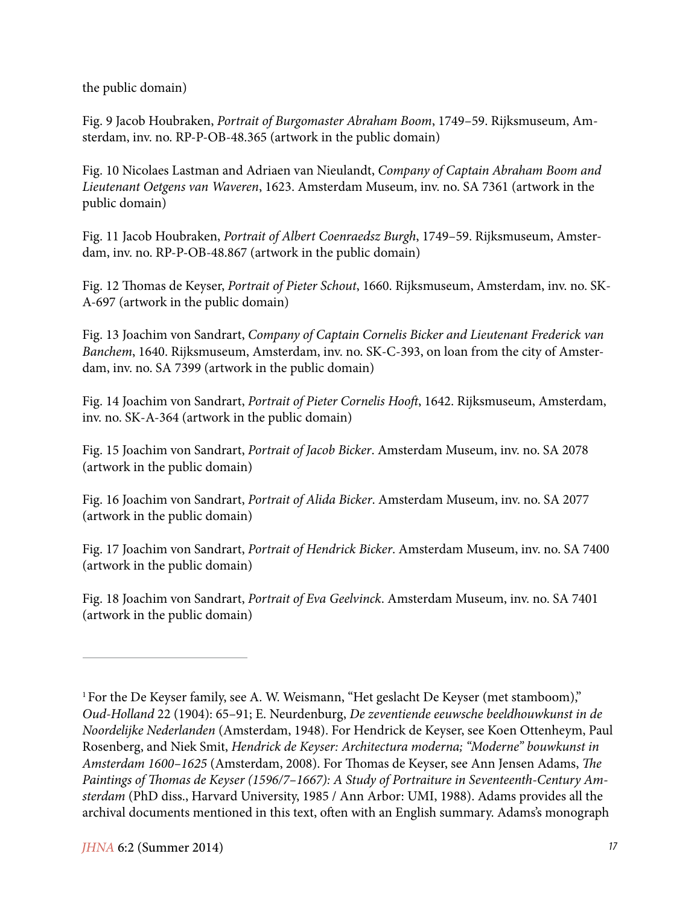the public domain)

Fig. 9 Jacob Houbraken, *Portrait of Burgomaster Abraham Boom*, 1749–59. Rijksmuseum, Amsterdam, inv. no. RP-P-OB-48.365 (artwork in the public domain)

Fig. 10 Nicolaes Lastman and Adriaen van Nieulandt, *Company of Captain Abraham Boom and Lieutenant Oetgens van Waveren*, 1623. Amsterdam Museum, inv. no. SA 7361 (artwork in the public domain)

Fig. 11 Jacob Houbraken, *Portrait of Albert Coenraedsz Burgh*, 1749–59. Rijksmuseum, Amsterdam, inv. no. RP-P-OB-48.867 (artwork in the public domain)

Fig. 12 Thomas de Keyser, *Portrait of Pieter Schout*, 1660. Rijksmuseum, Amsterdam, inv. no. SK-A-697 (artwork in the public domain)

Fig. 13 Joachim von Sandrart, *Company of Captain Cornelis Bicker and Lieutenant Frederick van Banchem*, 1640. Rijksmuseum, Amsterdam, inv. no. SK-C-393, on loan from the city of Amsterdam, inv. no. SA 7399 (artwork in the public domain)

Fig. 14 Joachim von Sandrart, *Portrait of Pieter Cornelis Hooft*, 1642. Rijksmuseum, Amsterdam, inv. no. SK-A-364 (artwork in the public domain)

Fig. 15 Joachim von Sandrart, *Portrait of Jacob Bicker*. Amsterdam Museum, inv. no. SA 2078 (artwork in the public domain)

Fig. 16 Joachim von Sandrart, *Portrait of Alida Bicker*. Amsterdam Museum, inv. no. SA 2077 (artwork in the public domain)

Fig. 17 Joachim von Sandrart, *Portrait of Hendrick Bicker*. Amsterdam Museum, inv. no. SA 7400 (artwork in the public domain)

Fig. 18 Joachim von Sandrart, *Portrait of Eva Geelvinck*. Amsterdam Museum, inv. no. SA 7401 (artwork in the public domain)

---

[1] For the De Keyser family, see A. W. Weismann, "Het geslacht De Keyser (met stamboom)," *Oud-Holland* 22 (1904): 65–91; E. Neurdenburg, *De zeventiende eeuwsche beeldhouwkunst in de Noordelijke Nederlanden* (Amsterdam, 1948). For Hendrick de Keyser, see Koen Ottenheym, Paul Rosenberg, and Niek Smit, *Hendrick de Keyser: Architectura moderna; "Moderne" bouwkunst in Amsterdam 1600–1625* (Amsterdam, 2008). For Thomas de Keyser, see Ann Jensen Adams, *The Paintings of Thomas de Keyser (1596/7–1667): A Study of Portraiture in Seventeenth-Century Amsterdam* (PhD diss., Harvard University, 1985 / Ann Arbor: UMI, 1988). Adams provides all the archival documents mentioned in this text, often with an English summary. Adams's monograph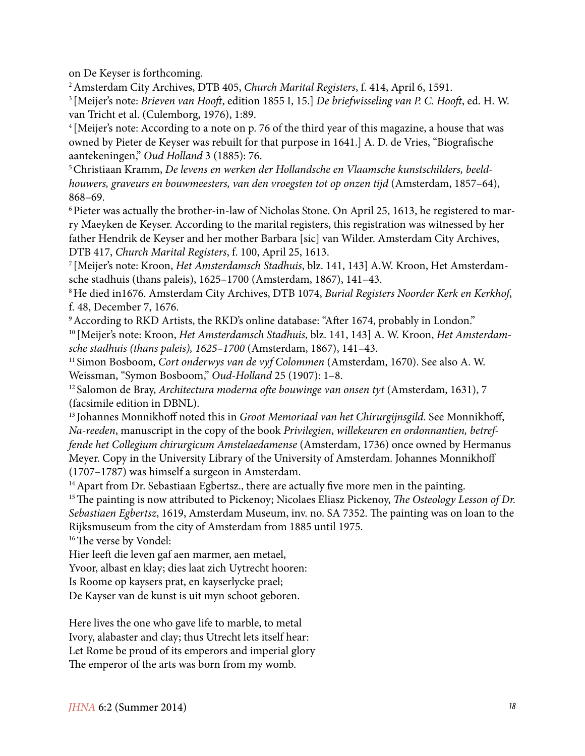on De Keyser is forthcoming.

[2] Amsterdam City Archives, DTB 405, *Church Marital Registers*, f. 414, April 6, 1591.

[3] [Meijer's note: *Brieven van Hooft*, edition 1855 I, 15.] *De briefwisseling van P. C. Hooft*, ed. H. W. van Tricht et al. (Culemborg, 1976), 1:89.

[4] [Meijer's note: According to a note on p. 76 of the third year of this magazine, a house that was owned by Pieter de Keyser was rebuilt for that purpose in 1641.] A. D. de Vries, "Biografische aantekeningen," *Oud Holland* 3 (1885): 76.

[5] Christiaan Kramm, *De levens en werken der Hollandsche en Vlaamsche kunstschilders, beeldhouwers, graveurs en bouwmeesters, van den vroegsten tot op onzen tijd* (Amsterdam, 1857–64), 868–69.

[6] Pieter was actually the brother-in-law of Nicholas Stone. On April 25, 1613, he registered to marry Maeyken de Keyser. According to the marital registers, this registration was witnessed by her father Hendrik de Keyser and her mother Barbara [sic] van Wilder. Amsterdam City Archives, DTB 417, *Church Marital Registers*, f. 100, April 25, 1613.

[7] [Meijer's note: Kroon, *Het Amsterdamsch Stadhuis*, blz. 141, 143] A.W. Kroon, Het Amsterdamsche stadhuis (thans paleis), 1625–1700 (Amsterdam, 1867), 141–43.

[8] He died in1676. Amsterdam City Archives, DTB 1074, *Burial Registers Noorder Kerk en Kerkhof*, f. 48, December 7, 1676.

[9] According to RKD Artists, the RKD's online database: "After 1674, probably in London."

[10] [Meijer's note: Kroon, *Het Amsterdamsch Stadhuis*, blz. 141, 143] A. W. Kroon, *Het Amsterdamsche stadhuis (thans paleis), 1625–1700* (Amsterdam, 1867), 141–43.

[11] Simon Bosboom, *Cort onderwys van de vyf Colommen* (Amsterdam, 1670). See also A. W. Weissman, "Symon Bosboom," *Oud-Holland* 25 (1907): 1–8.

[12] Salomon de Bray, *Architectura moderna ofte bouwinge van onsen tyt* (Amsterdam, 1631), 7 (facsimile edition in DBNL).

[13] Johannes Monnikhoff noted this in *Groot Memoriaal van het Chirurgijnsgild*. See Monnikhoff, *Na-reeden*, manuscript in the copy of the book *Privilegien*, *willekeuren en ordonnantien, betreffende het Collegium chirurgicum Amstelaedamense* (Amsterdam, 1736) once owned by Hermanus Meyer. Copy in the University Library of the University of Amsterdam. Johannes Monnikhoff (1707–1787) was himself a surgeon in Amsterdam.

[14] Apart from Dr. Sebastiaan Egbertsz., there are actually five more men in the painting.

[15] The painting is now attributed to Pickenoy; Nicolaes Eliasz Pickenoy, *The Osteology Lesson of Dr. Sebastiaen Egbertsz*, 1619, Amsterdam Museum, inv. no. SA 7352. The painting was on loan to the Rijksmuseum from the city of Amsterdam from 1885 until 1975.

[16] The verse by Vondel:

Hier leeft die leven gaf aen marmer, aen metael,
Yvoor, albast en klay; dies laat zich Uytrecht hooren:
Is Roome op kaysers prat, en kayserlycke prael;
De Kayser van de kunst is uit myn schoot geboren.

Here lives the one who gave life to marble, to metal
Ivory, alabaster and clay; thus Utrecht lets itself hear:
Let Rome be proud of its emperors and imperial glory
The emperor of the arts was born from my womb.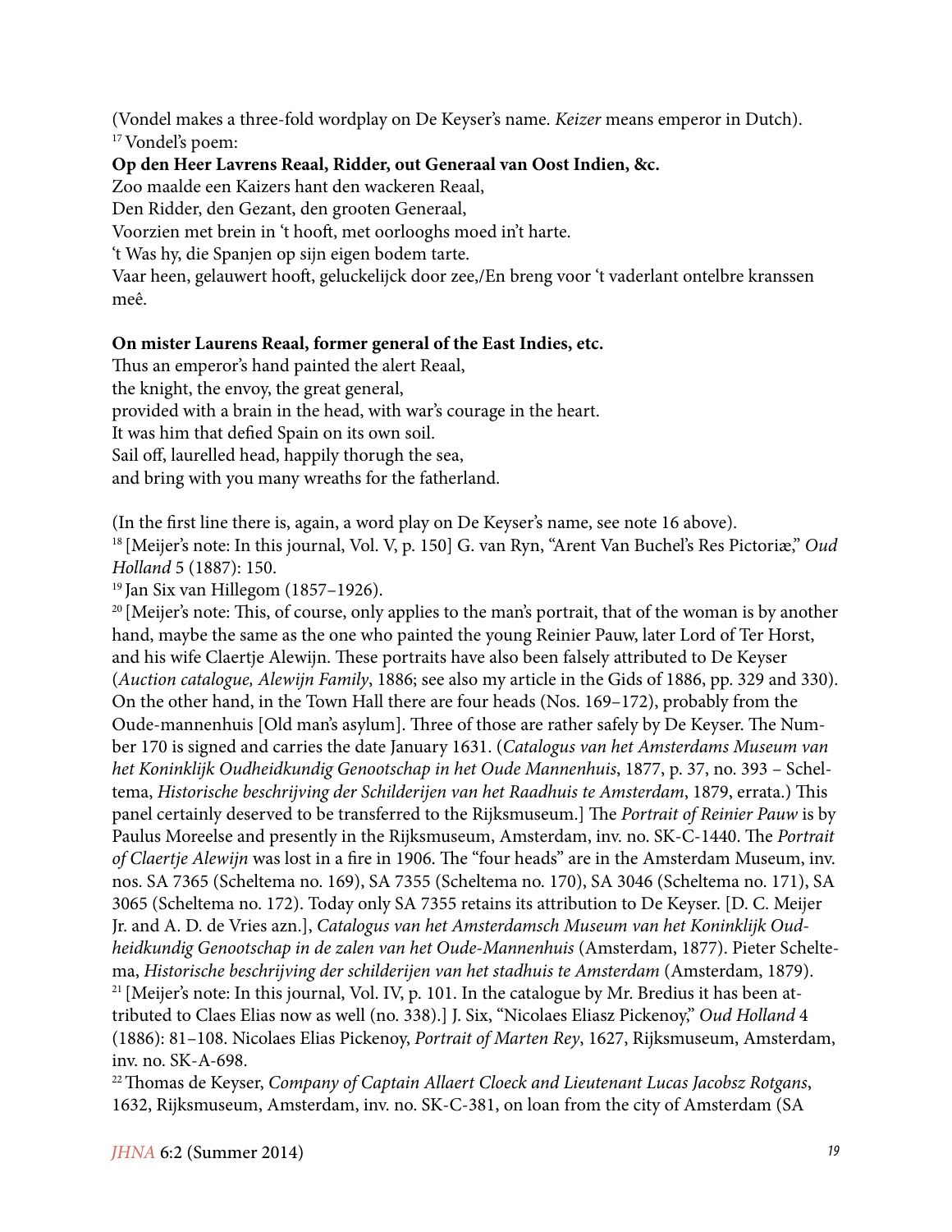(Vondel makes a three-fold wordplay on De Keyser's name. *Keizer* means emperor in Dutch).

[17] Vondel's poem:

**Op den Heer Lavrens Reaal, Ridder, out Generaal van Oost Indien, &c.**

Zoo maalde een Kaizers hant den wackeren Reaal,
Den Ridder, den Gezant, den grooten Generaal,
Voorzien met brein in 't hooft, met oorlooghs moed in't harte.
't Was hy, die Spanjen op sijn eigen bodem tarte.
Vaar heen, gelauwert hooft, geluckelijck door zee,/En breng voor 't vaderlant ontelbre kranssen meê.

**On mister Laurens Reaal, former general of the East Indies, etc.**

Thus an emperor's hand painted the alert Reaal,
the knight, the envoy, the great general,
provided with a brain in the head, with war's courage in the heart.
It was him that defied Spain on its own soil.
Sail off, laurelled head, happily thorugh the sea,
and bring with you many wreaths for the fatherland.

(In the first line there is, again, a word play on De Keyser's name, see note 16 above).

[18] [Meijer's note: In this journal, Vol. V, p. 150] G. van Ryn, "Arent Van Buchel's Res Pictoriæ," *Oud Holland* 5 (1887): 150.

[19] Jan Six van Hillegom (1857–1926).

[20] [Meijer's note: This, of course, only applies to the man's portrait, that of the woman is by another hand, maybe the same as the one who painted the young Reinier Pauw, later Lord of Ter Horst, and his wife Claertje Alewijn. These portraits have also been falsely attributed to De Keyser (*Auction catalogue, Alewijn Family*, 1886; see also my article in the Gids of 1886, pp. 329 and 330). On the other hand, in the Town Hall there are four heads (Nos. 169–172), probably from the Oude-mannenhuis [Old man's asylum]. Three of those are rather safely by De Keyser. The Number 170 is signed and carries the date January 1631. (*Catalogus van het Amsterdams Museum van het Koninklijk Oudheidkundig Genootschap in het Oude Mannenhuis*, 1877, p. 37, no. 393 – Scheltema, *Historische beschrijving der Schilderijen van het Raadhuis te Amsterdam*, 1879, errata.) This panel certainly deserved to be transferred to the Rijksmuseum.] The *Portrait of Reinier Pauw* is by Paulus Moreelse and presently in the Rijksmuseum, Amsterdam, inv. no. SK-C-1440. The *Portrait of Claertje Alewijn* was lost in a fire in 1906. The "four heads" are in the Amsterdam Museum, inv. nos. SA 7365 (Scheltema no. 169), SA 7355 (Scheltema no. 170), SA 3046 (Scheltema no. 171), SA 3065 (Scheltema no. 172). Today only SA 7355 retains its attribution to De Keyser. [D. C. Meijer Jr. and A. D. de Vries azn.], *Catalogus van het Amsterdamsch Museum van het Koninklijk Oudheidkundig Genootschap in de zalen van het Oude-Mannenhuis* (Amsterdam, 1877). Pieter Scheltema, *Historische beschrijving der schilderijen van het stadhuis te Amsterdam* (Amsterdam, 1879).

[21] [Meijer's note: In this journal, Vol. IV, p. 101. In the catalogue by Mr. Bredius it has been attributed to Claes Elias now as well (no. 338).] J. Six, "Nicolaes Eliasz Pickenoy," *Oud Holland* 4 (1886): 81–108. Nicolaes Elias Pickenoy, *Portrait of Marten Rey*, 1627, Rijksmuseum, Amsterdam, inv. no. SK-A-698.

[22] Thomas de Keyser, *Company of Captain Allaert Cloeck and Lieutenant Lucas Jacobsz Rotgans*, 1632, Rijksmuseum, Amsterdam, inv. no. SK-C-381, on loan from the city of Amsterdam (SA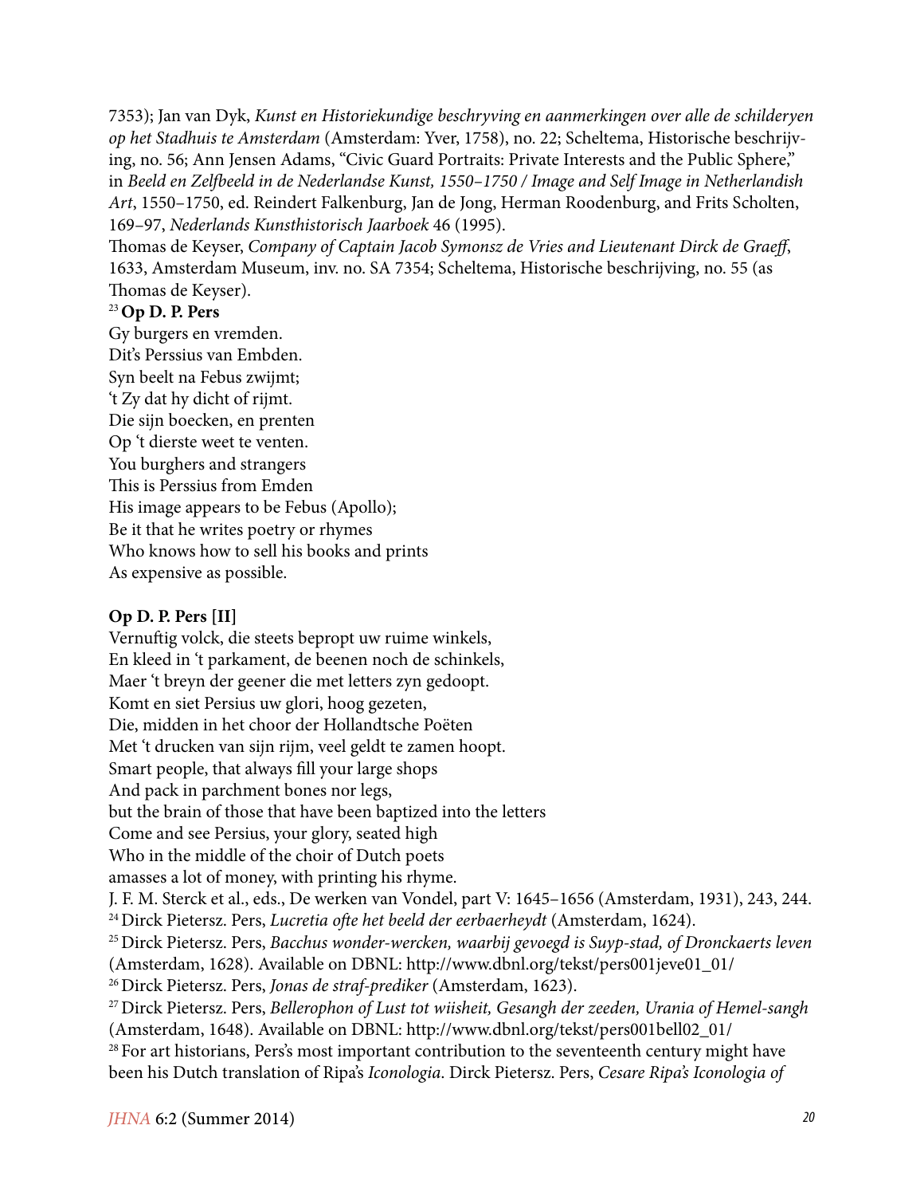7353); Jan van Dyk, *Kunst en Historiekundige beschryving en aanmerkingen over alle de schilderyen op het Stadhuis te Amsterdam* (Amsterdam: Yver, 1758), no. 22; Scheltema, Historische beschrijving, no. 56; Ann Jensen Adams, "Civic Guard Portraits: Private Interests and the Public Sphere," in *Beeld en Zelfbeeld in de Nederlandse Kunst, 1550–1750 / Image and Self Image in Netherlandish Art*, 1550–1750, ed. Reindert Falkenburg, Jan de Jong, Herman Roodenburg, and Frits Scholten, 169–97, *Nederlands Kunsthistorisch Jaarboek* 46 (1995).
Thomas de Keyser, *Company of Captain Jacob Symonsz de Vries and Lieutenant Dirck de Graeff*, 1633, Amsterdam Museum, inv. no. SA 7354; Scheltema, Historische beschrijving, no. 55 (as Thomas de Keyser).

[23] **Op D. P. Pers**

Gy burgers en vremden.
Dit's Perssius van Embden.
Syn beelt na Febus zwijmt;
't Zy dat hy dicht of rijmt.
Die sijn boecken, en prenten
Op 't dierste weet te venten.
You burghers and strangers
This is Perssius from Emden
His image appears to be Febus (Apollo);
Be it that he writes poetry or rhymes
Who knows how to sell his books and prints
As expensive as possible.

**Op D. P. Pers [II]**

Vernuftig volck, die steets bepropt uw ruime winkels,
En kleed in 't parkament, de beenen noch de schinkels,
Maer 't breyn der geener die met letters zyn gedoopt.
Komt en siet Persius uw glori, hoog gezeten,
Die, midden in het choor der Hollandtsche Poëten
Met 't drucken van sijn rijm, veel geldt te zamen hoopt.
Smart people, that always fill your large shops
And pack in parchment bones nor legs,
but the brain of those that have been baptized into the letters
Come and see Persius, your glory, seated high
Who in the middle of the choir of Dutch poets
amasses a lot of money, with printing his rhyme.
J. F. M. Sterck et al., eds., De werken van Vondel, part V: 1645–1656 (Amsterdam, 1931), 243, 244.

[24] Dirck Pietersz. Pers, *Lucretia ofte het beeld der eerbaerheydt* (Amsterdam, 1624).

[25] Dirck Pietersz. Pers, *Bacchus wonder-wercken, waarbij gevoegd is Suyp-stad, of Dronckaerts leven* (Amsterdam, 1628). Available on DBNL: http://www.dbnl.org/tekst/pers001jeve01_01/

[26] Dirck Pietersz. Pers, *Jonas de straf-prediker* (Amsterdam, 1623).

[27] Dirck Pietersz. Pers, *Bellerophon of Lust tot wiisheit, Gesangh der zeeden, Urania of Hemel-sangh* (Amsterdam, 1648). Available on DBNL: http://www.dbnl.org/tekst/pers001bell02_01/

[28] For art historians, Pers's most important contribution to the seventeenth century might have been his Dutch translation of Ripa's *Iconologia*. Dirck Pietersz. Pers, *Cesare Ripa's Iconologia of*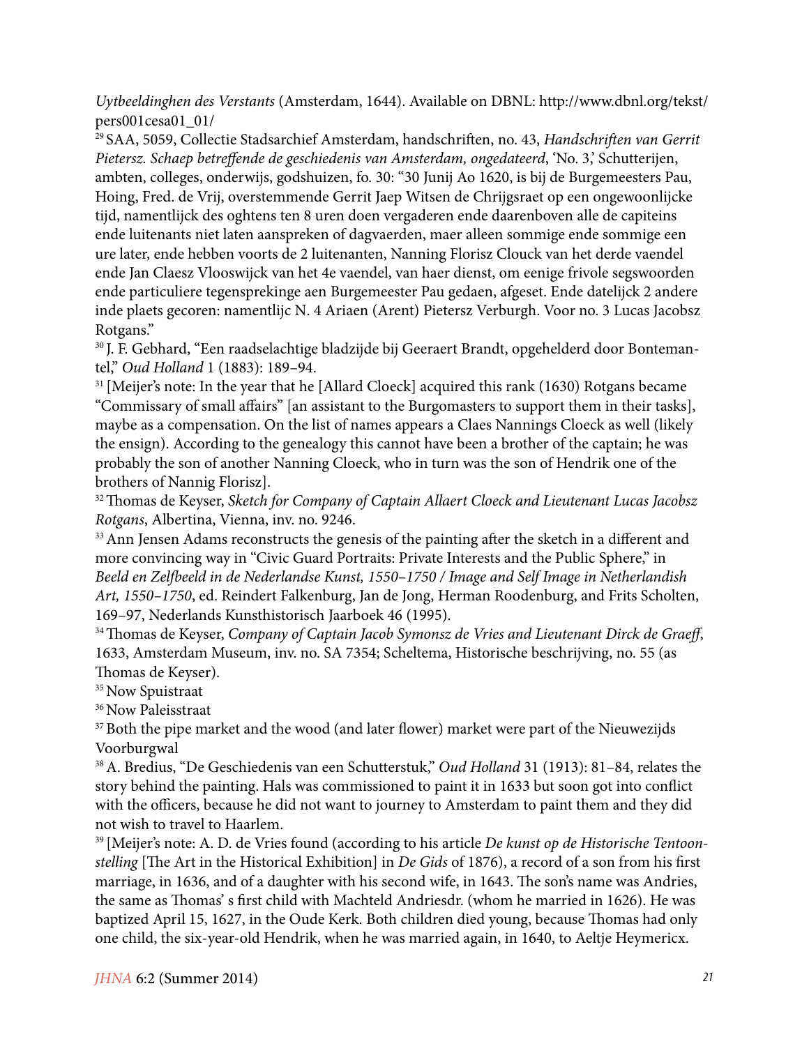*Uytbeeldinghen des Verstants* (Amsterdam, 1644). Available on DBNL: http://www.dbnl.org/tekst/pers001cesa01_01/

[29] SAA, 5059, Collectie Stadsarchief Amsterdam, handschriften, no. 43, *Handschriften van Gerrit Pietersz. Schaep betreffende de geschiedenis van Amsterdam, ongedateerd*, 'No. 3,' Schutterijen, ambten, colleges, onderwijs, godshuizen, fo. 30: "30 Junij Ao 1620, is bij de Burgemeesters Pau, Hoing, Fred. de Vrij, overstemmende Gerrit Jaep Witsen de Chrijgsraet op een ongewoonlijcke tijd, namentlijck des oghtens ten 8 uren doen vergaderen ende daarenboven alle de capiteins ende luitenants niet laten aanspreken of dagvaerden, maer alleen sommige ende sommige een ure later, ende hebben voorts de 2 luitenanten, Nanning Florisz Clouck van het derde vaendel ende Jan Claesz Vlooswijck van het 4e vaendel, van haer dienst, om eenige frivole segswoorden ende particuliere tegensprekinge aen Burgemeester Pau gedaen, afgeset. Ende datelijck 2 andere inde plaets gecoren: namentlijc N. 4 Ariaen (Arent) Pietersz Verburgh. Voor no. 3 Lucas Jacobsz Rotgans."

[30] J. F. Gebhard, "Een raadselachtige bladzijde bij Geeraert Brandt, opgehelderd door Bontemantel," *Oud Holland* 1 (1883): 189–94.

[31] [Meijer's note: In the year that he [Allard Cloeck] acquired this rank (1630) Rotgans became "Commissary of small affairs" [an assistant to the Burgomasters to support them in their tasks], maybe as a compensation. On the list of names appears a Claes Nannings Cloeck as well (likely the ensign). According to the genealogy this cannot have been a brother of the captain; he was probably the son of another Nanning Cloeck, who in turn was the son of Hendrik one of the brothers of Nannig Florisz].

[32] Thomas de Keyser, *Sketch for Company of Captain Allaert Cloeck and Lieutenant Lucas Jacobsz Rotgans*, Albertina, Vienna, inv. no. 9246.

[33] Ann Jensen Adams reconstructs the genesis of the painting after the sketch in a different and more convincing way in "Civic Guard Portraits: Private Interests and the Public Sphere," in *Beeld en Zelfbeeld in de Nederlandse Kunst, 1550–1750 / Image and Self Image in Netherlandish Art, 1550–1750*, ed. Reindert Falkenburg, Jan de Jong, Herman Roodenburg, and Frits Scholten, 169–97, Nederlands Kunsthistorisch Jaarboek 46 (1995).

[34] Thomas de Keyser, *Company of Captain Jacob Symonsz de Vries and Lieutenant Dirck de Graeff*, 1633, Amsterdam Museum, inv. no. SA 7354; Scheltema, Historische beschrijving, no. 55 (as Thomas de Keyser).

[35] Now Spuistraat

[36] Now Paleisstraat

[37] Both the pipe market and the wood (and later flower) market were part of the Nieuwezijds Voorburgwal

[38] A. Bredius, "De Geschiedenis van een Schutterstuk," *Oud Holland* 31 (1913): 81–84, relates the story behind the painting. Hals was commissioned to paint it in 1633 but soon got into conflict with the officers, because he did not want to journey to Amsterdam to paint them and they did not wish to travel to Haarlem.

[39] [Meijer's note: A. D. de Vries found (according to his article *De kunst op de Historische Tentoonstelling* [The Art in the Historical Exhibition] in *De Gids* of 1876), a record of a son from his first marriage, in 1636, and of a daughter with his second wife, in 1643. The son's name was Andries, the same as Thomas' s first child with Machteld Andriesdr. (whom he married in 1626). He was baptized April 15, 1627, in the Oude Kerk. Both children died young, because Thomas had only one child, the six-year-old Hendrik, when he was married again, in 1640, to Aeltje Heymericx.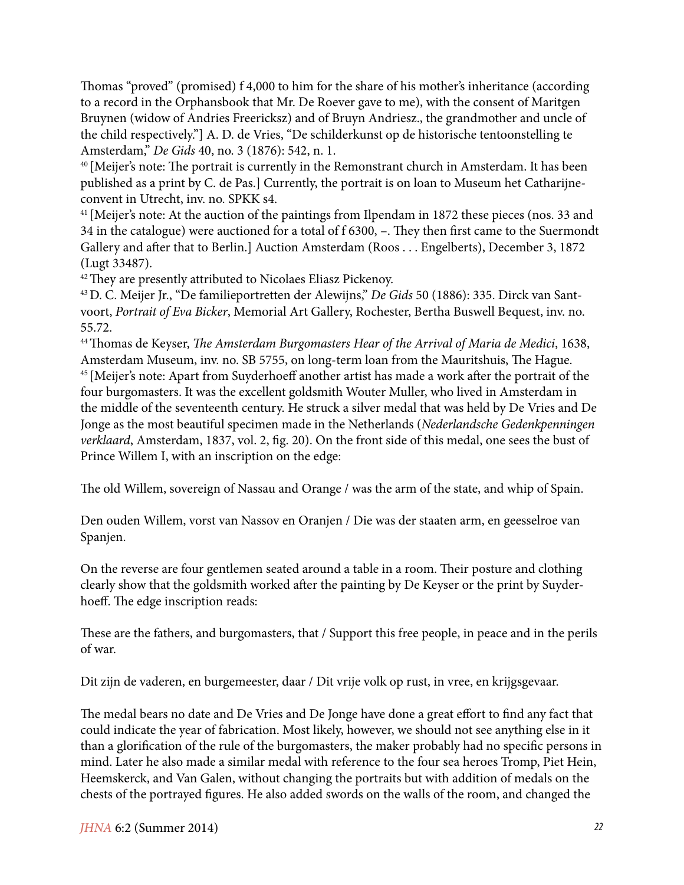Thomas "proved" (promised) f 4,000 to him for the share of his mother's inheritance (according to a record in the Orphansbook that Mr. De Roever gave to me), with the consent of Maritgen Bruynen (widow of Andries Freericksz) and of Bruyn Andriesz., the grandmother and uncle of the child respectively."] A. D. de Vries, "De schilderkunst op de historische tentoonstelling te Amsterdam," *De Gids* 40, no. 3 (1876): 542, n. 1.

[40] [Meijer's note: The portrait is currently in the Remonstrant church in Amsterdam. It has been published as a print by C. de Pas.] Currently, the portrait is on loan to Museum het Catharijneconvent in Utrecht, inv. no. SPKK s4.

[41] [Meijer's note: At the auction of the paintings from Ilpendam in 1872 these pieces (nos. 33 and 34 in the catalogue) were auctioned for a total of f 6300, –. They then first came to the Suermondt Gallery and after that to Berlin.] Auction Amsterdam (Roos . . . Engelberts), December 3, 1872 (Lugt 33487).

[42] They are presently attributed to Nicolaes Eliasz Pickenoy.

[43] D. C. Meijer Jr., "De familieportretten der Alewijns," *De Gids* 50 (1886): 335. Dirck van Santvoort, *Portrait of Eva Bicker*, Memorial Art Gallery, Rochester, Bertha Buswell Bequest, inv. no. 55.72.

[44] Thomas de Keyser, *The Amsterdam Burgomasters Hear of the Arrival of Maria de Medici*, 1638, Amsterdam Museum, inv. no. SB 5755, on long-term loan from the Mauritshuis, The Hague.

[45] [Meijer's note: Apart from Suyderhoeff another artist has made a work after the portrait of the four burgomasters. It was the excellent goldsmith Wouter Muller, who lived in Amsterdam in the middle of the seventeenth century. He struck a silver medal that was held by De Vries and De Jonge as the most beautiful specimen made in the Netherlands (*Nederlandsche Gedenkpenningen verklaard*, Amsterdam, 1837, vol. 2, fig. 20). On the front side of this medal, one sees the bust of Prince Willem I, with an inscription on the edge:

The old Willem, sovereign of Nassau and Orange / was the arm of the state, and whip of Spain.

Den ouden Willem, vorst van Nassov en Oranjen / Die was der staaten arm, en geesselroe van Spanjen.

On the reverse are four gentlemen seated around a table in a room. Their posture and clothing clearly show that the goldsmith worked after the painting by De Keyser or the print by Suyderhoeff. The edge inscription reads:

These are the fathers, and burgomasters, that / Support this free people, in peace and in the perils of war.

Dit zijn de vaderen, en burgemeester, daar / Dit vrije volk op rust, in vree, en krijgsgevaar.

The medal bears no date and De Vries and De Jonge have done a great effort to find any fact that could indicate the year of fabrication. Most likely, however, we should not see anything else in it than a glorification of the rule of the burgomasters, the maker probably had no specific persons in mind. Later he also made a similar medal with reference to the four sea heroes Tromp, Piet Hein, Heemskerck, and Van Galen, without changing the portraits but with addition of medals on the chests of the portrayed figures. He also added swords on the walls of the room, and changed the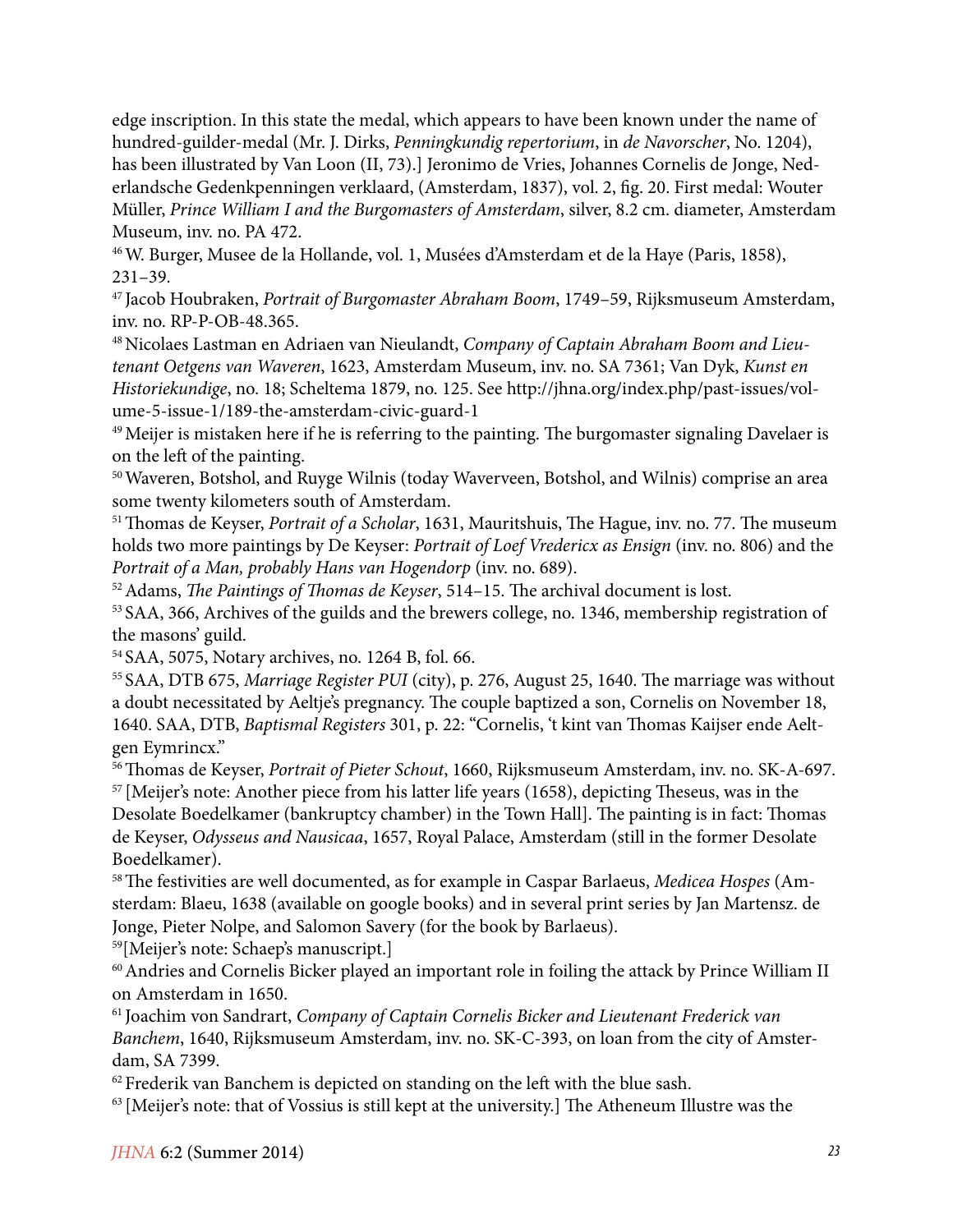edge inscription. In this state the medal, which appears to have been known under the name of hundred-guilder-medal (Mr. J. Dirks, *Penningkundig repertorium*, in *de Navorscher*, No. 1204), has been illustrated by Van Loon (II, 73).] Jeronimo de Vries, Johannes Cornelis de Jonge, Nederlandsche Gedenkpenningen verklaard, (Amsterdam, 1837), vol. 2, fig. 20. First medal: Wouter Müller, *Prince William I and the Burgomasters of Amsterdam*, silver, 8.2 cm. diameter, Amsterdam Museum, inv. no. PA 472.

[46] W. Burger, Musee de la Hollande, vol. 1, Musées d'Amsterdam et de la Haye (Paris, 1858), 231–39.

[47] Jacob Houbraken, *Portrait of Burgomaster Abraham Boom*, 1749–59, Rijksmuseum Amsterdam, inv. no. RP-P-OB-48.365.

[48] Nicolaes Lastman en Adriaen van Nieulandt, *Company of Captain Abraham Boom and Lieutenant Oetgens van Waveren*, 1623, Amsterdam Museum, inv. no. SA 7361; Van Dyk, *Kunst en Historiekundige*, no. 18; Scheltema 1879, no. 125. See http://jhna.org/index.php/past-issues/volume-5-issue-1/189-the-amsterdam-civic-guard-1

[49] Meijer is mistaken here if he is referring to the painting. The burgomaster signaling Davelaer is on the left of the painting.

[50] Waveren, Botshol, and Ruyge Wilnis (today Waverveen, Botshol, and Wilnis) comprise an area some twenty kilometers south of Amsterdam.

[51] Thomas de Keyser, *Portrait of a Scholar*, 1631, Mauritshuis, The Hague, inv. no. 77. The museum holds two more paintings by De Keyser: *Portrait of Loef Vredericx as Ensign* (inv. no. 806) and the *Portrait of a Man, probably Hans van Hogendorp* (inv. no. 689).

[52] Adams, *The Paintings of Thomas de Keyser*, 514–15. The archival document is lost.

[53] SAA, 366, Archives of the guilds and the brewers college, no. 1346, membership registration of the masons' guild.

[54] SAA, 5075, Notary archives, no. 1264 B, fol. 66.

[55] SAA, DTB 675, *Marriage Register PUI* (city), p. 276, August 25, 1640. The marriage was without a doubt necessitated by Aeltje's pregnancy. The couple baptized a son, Cornelis on November 18, 1640. SAA, DTB, *Baptismal Registers* 301, p. 22: "Cornelis, 't kint van Thomas Kaijser ende Aeltgen Eymrincx."

[56] Thomas de Keyser, *Portrait of Pieter Schout*, 1660, Rijksmuseum Amsterdam, inv. no. SK-A-697.

[57] [Meijer's note: Another piece from his latter life years (1658), depicting Theseus, was in the Desolate Boedelkamer (bankruptcy chamber) in the Town Hall]. The painting is in fact: Thomas de Keyser, *Odysseus and Nausicaa*, 1657, Royal Palace, Amsterdam (still in the former Desolate Boedelkamer).

[58] The festivities are well documented, as for example in Caspar Barlaeus, *Medicea Hospes* (Amsterdam: Blaeu, 1638 (available on google books) and in several print series by Jan Martensz. de Jonge, Pieter Nolpe, and Salomon Savery (for the book by Barlaeus).

[59] [Meijer's note: Schaep's manuscript.]

[60] Andries and Cornelis Bicker played an important role in foiling the attack by Prince William II on Amsterdam in 1650.

[61] Joachim von Sandrart, *Company of Captain Cornelis Bicker and Lieutenant Frederick van Banchem*, 1640, Rijksmuseum Amsterdam, inv. no. SK-C-393, on loan from the city of Amsterdam, SA 7399.

[62] Frederik van Banchem is depicted on standing on the left with the blue sash.

[63] [Meijer's note: that of Vossius is still kept at the university.] The Atheneum Illustre was the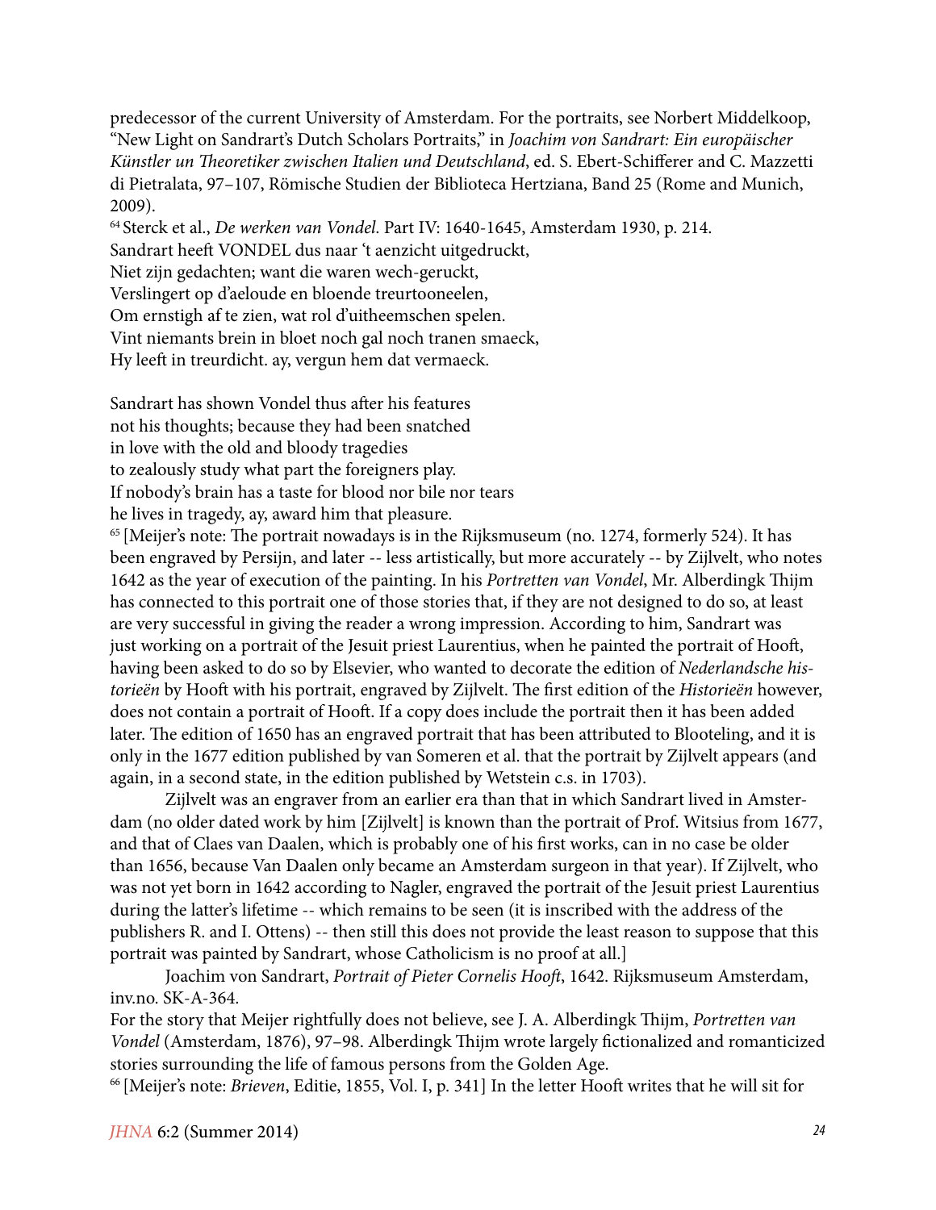predecessor of the current University of Amsterdam. For the portraits, see Norbert Middelkoop, "New Light on Sandrart's Dutch Scholars Portraits," in *Joachim von Sandrart: Ein europäischer Künstler un Theoretiker zwischen Italien und Deutschland*, ed. S. Ebert-Schifferer and C. Mazzetti di Pietralata, 97–107, Römische Studien der Biblioteca Hertziana, Band 25 (Rome and Munich, 2009).

[64] Sterck et al., *De werken van Vondel*. Part IV: 1640-1645, Amsterdam 1930, p. 214.

Sandrart heeft VONDEL dus naar 't aenzicht uitgedruckt,
Niet zijn gedachten; want die waren wech-geruckt,
Verslingert op d'aeloude en bloende treurtooneelen,
Om ernstigh af te zien, wat rol d'uitheemschen spelen.
Vint niemants brein in bloet noch gal noch tranen smaeck,
Hy leeft in treurdicht. ay, vergun hem dat vermaeck.

Sandrart has shown Vondel thus after his features
not his thoughts; because they had been snatched
in love with the old and bloody tragedies
to zealously study what part the foreigners play.
If nobody's brain has a taste for blood nor bile nor tears
he lives in tragedy, ay, award him that pleasure.

[65] [Meijer's note: The portrait nowadays is in the Rijksmuseum (no. 1274, formerly 524). It has been engraved by Persijn, and later -- less artistically, but more accurately -- by Zijlvelt, who notes 1642 as the year of execution of the painting. In his *Portretten van Vondel*, Mr. Alberdingk Thijm has connected to this portrait one of those stories that, if they are not designed to do so, at least are very successful in giving the reader a wrong impression. According to him, Sandrart was just working on a portrait of the Jesuit priest Laurentius, when he painted the portrait of Hooft, having been asked to do so by Elsevier, who wanted to decorate the edition of *Nederlandsche historieën* by Hooft with his portrait, engraved by Zijlvelt. The first edition of the *Historieën* however, does not contain a portrait of Hooft. If a copy does include the portrait then it has been added later. The edition of 1650 has an engraved portrait that has been attributed to Blooteling, and it is only in the 1677 edition published by van Someren et al. that the portrait by Zijlvelt appears (and again, in a second state, in the edition published by Wetstein c.s. in 1703).

Zijlvelt was an engraver from an earlier era than that in which Sandrart lived in Amsterdam (no older dated work by him [Zijlvelt] is known than the portrait of Prof. Witsius from 1677, and that of Claes van Daalen, which is probably one of his first works, can in no case be older than 1656, because Van Daalen only became an Amsterdam surgeon in that year). If Zijlvelt, who was not yet born in 1642 according to Nagler, engraved the portrait of the Jesuit priest Laurentius during the latter's lifetime -- which remains to be seen (it is inscribed with the address of the publishers R. and I. Ottens) -- then still this does not provide the least reason to suppose that this portrait was painted by Sandrart, whose Catholicism is no proof at all.]

Joachim von Sandrart, *Portrait of Pieter Cornelis Hooft*, 1642. Rijksmuseum Amsterdam, inv.no. SK-A-364.

For the story that Meijer rightfully does not believe, see J. A. Alberdingk Thijm, *Portretten van Vondel* (Amsterdam, 1876), 97–98. Alberdingk Thijm wrote largely fictionalized and romanticized stories surrounding the life of famous persons from the Golden Age.

[66] [Meijer's note: *Brieven*, Editie, 1855, Vol. I, p. 341] In the letter Hooft writes that he will sit for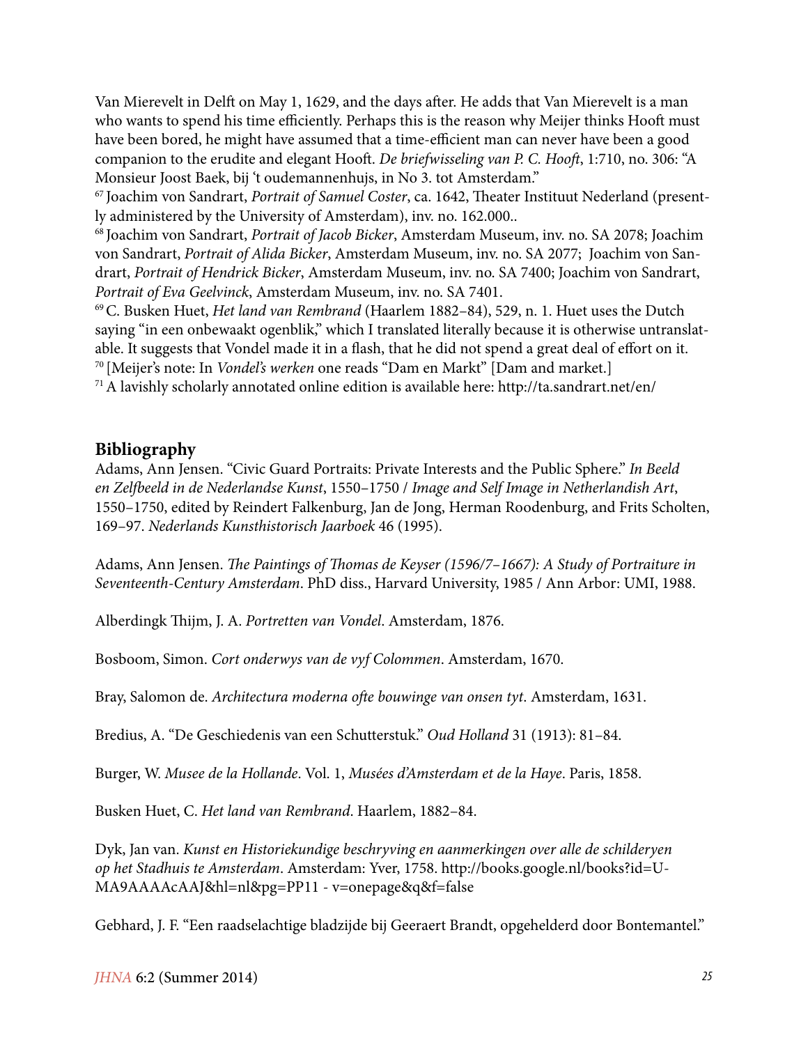Van Mierevelt in Delft on May 1, 1629, and the days after. He adds that Van Mierevelt is a man who wants to spend his time efficiently. Perhaps this is the reason why Meijer thinks Hooft must have been bored, he might have assumed that a time-efficient man can never have been a good companion to the erudite and elegant Hooft. *De briefwisseling van P. C. Hooft*, 1:710, no. 306: "A Monsieur Joost Baek, bij 't oudemannenhujs, in No 3. tot Amsterdam."

[67] Joachim von Sandrart, *Portrait of Samuel Coster*, ca. 1642, Theater Instituut Nederland (presently administered by the University of Amsterdam), inv. no. 162.000..

[68] Joachim von Sandrart, *Portrait of Jacob Bicker*, Amsterdam Museum, inv. no. SA 2078; Joachim von Sandrart, *Portrait of Alida Bicker*, Amsterdam Museum, inv. no. SA 2077; Joachim von Sandrart, *Portrait of Hendrick Bicker*, Amsterdam Museum, inv. no. SA 7400; Joachim von Sandrart, *Portrait of Eva Geelvinck*, Amsterdam Museum, inv. no. SA 7401.

[69] C. Busken Huet, *Het land van Rembrand* (Haarlem 1882–84), 529, n. 1. Huet uses the Dutch saying "in een onbewaakt ogenblik," which I translated literally because it is otherwise untranslatable. It suggests that Vondel made it in a flash, that he did not spend a great deal of effort on it.

[70] [Meijer's note: In *Vondel's werken* one reads "Dam en Markt" [Dam and market.]

[71] A lavishly scholarly annotated online edition is available here: http://ta.sandrart.net/en/

## Bibliography

Adams, Ann Jensen. "Civic Guard Portraits: Private Interests and the Public Sphere." *In Beeld en Zelfbeeld in de Nederlandse Kunst*, 1550–1750 / *Image and Self Image in Netherlandish Art*, 1550–1750, edited by Reindert Falkenburg, Jan de Jong, Herman Roodenburg, and Frits Scholten, 169–97. *Nederlands Kunsthistorisch Jaarboek* 46 (1995).

Adams, Ann Jensen. *The Paintings of Thomas de Keyser (1596/7–1667): A Study of Portraiture in Seventeenth-Century Amsterdam*. PhD diss., Harvard University, 1985 / Ann Arbor: UMI, 1988.

Alberdingk Thijm, J. A. *Portretten van Vondel*. Amsterdam, 1876.

Bosboom, Simon. *Cort onderwys van de vyf Colommen*. Amsterdam, 1670.

Bray, Salomon de. *Architectura moderna ofte bouwinge van onsen tyt*. Amsterdam, 1631.

Bredius, A. "De Geschiedenis van een Schutterstuk." *Oud Holland* 31 (1913): 81–84.

Burger, W. *Musee de la Hollande*. Vol. 1, *Musées d'Amsterdam et de la Haye*. Paris, 1858.

Busken Huet, C. *Het land van Rembrand*. Haarlem, 1882–84.

Dyk, Jan van. *Kunst en Historiekundige beschryving en aanmerkingen over alle de schilderyen op het Stadhuis te Amsterdam*. Amsterdam: Yver, 1758. http://books.google.nl/books?id=U-MA9AAAAcAAJ&hl=nl&pg=PP11 - v=onepage&q&f=false

Gebhard, J. F. "Een raadselachtige bladzijde bij Geeraert Brandt, opgehelderd door Bontemantel."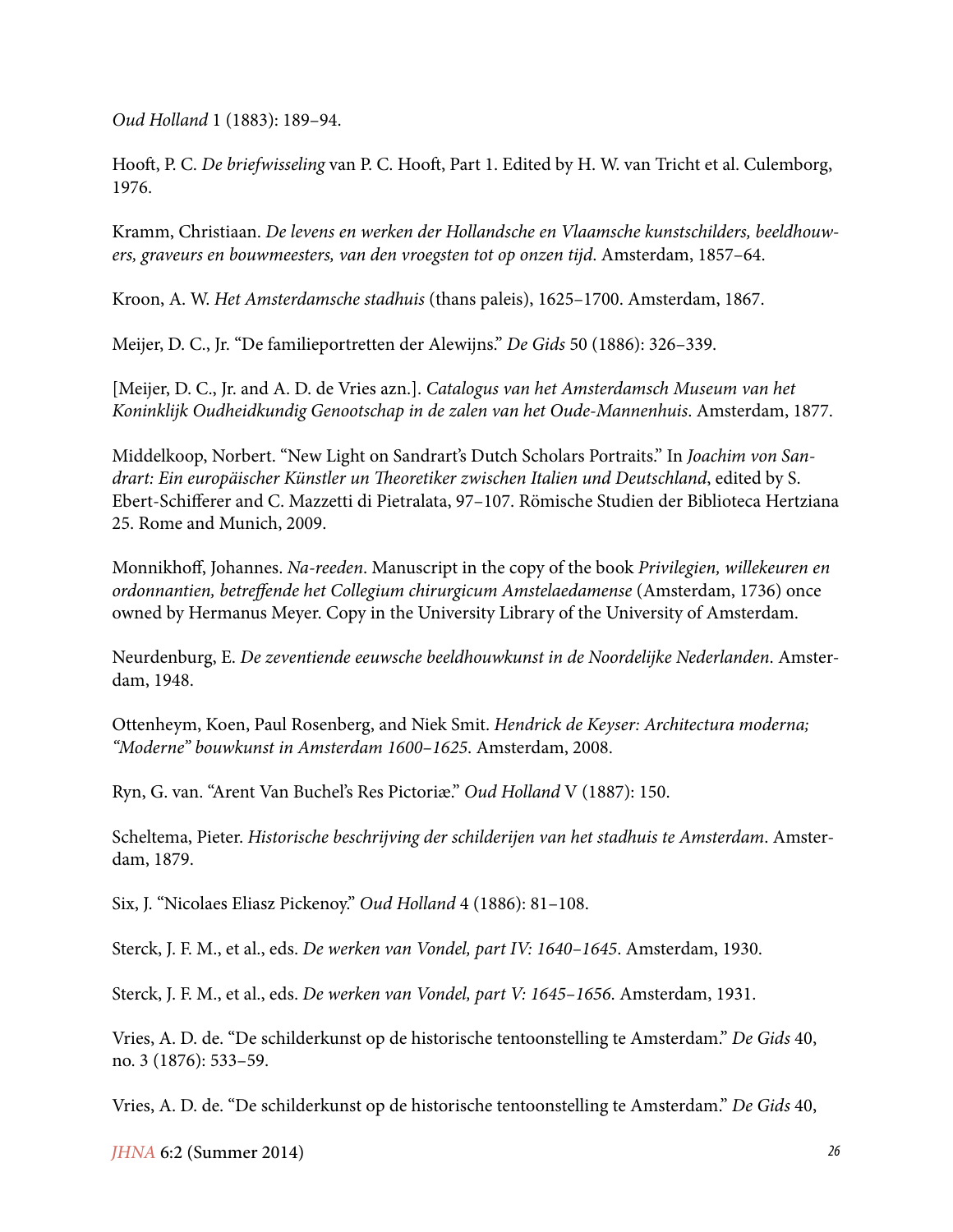*Oud Holland* 1 (1883): 189–94.

Hooft, P. C. *De briefwisseling* van P. C. Hooft, Part 1. Edited by H. W. van Tricht et al. Culemborg, 1976.

Kramm, Christiaan. *De levens en werken der Hollandsche en Vlaamsche kunstschilders, beeldhouwers, graveurs en bouwmeesters, van den vroegsten tot op onzen tijd*. Amsterdam, 1857–64.

Kroon, A. W. *Het Amsterdamsche stadhuis* (thans paleis), 1625–1700. Amsterdam, 1867.

Meijer, D. C., Jr. "De familieportretten der Alewijns." *De Gids* 50 (1886): 326–339.

[Meijer, D. C., Jr. and A. D. de Vries azn.]. *Catalogus van het Amsterdamsch Museum van het Koninklijk Oudheidkundig Genootschap in de zalen van het Oude-Mannenhuis*. Amsterdam, 1877.

Middelkoop, Norbert. "New Light on Sandrart's Dutch Scholars Portraits." In *Joachim von Sandrart: Ein europäischer Künstler un Theoretiker zwischen Italien und Deutschland*, edited by S. Ebert-Schifferer and C. Mazzetti di Pietralata, 97–107. Römische Studien der Biblioteca Hertziana 25. Rome and Munich, 2009.

Monnikhoff, Johannes. *Na-reeden*. Manuscript in the copy of the book *Privilegien, willekeuren en ordonnantien, betreffende het Collegium chirurgicum Amstelaedamense* (Amsterdam, 1736) once owned by Hermanus Meyer. Copy in the University Library of the University of Amsterdam.

Neurdenburg, E. *De zeventiende eeuwsche beeldhouwkunst in de Noordelijke Nederlanden*. Amsterdam, 1948.

Ottenheym, Koen, Paul Rosenberg, and Niek Smit. *Hendrick de Keyser: Architectura moderna; "Moderne" bouwkunst in Amsterdam 1600–1625*. Amsterdam, 2008.

Ryn, G. van. "Arent Van Buchel's Res Pictoriæ." *Oud Holland* V (1887): 150.

Scheltema, Pieter. *Historische beschrijving der schilderijen van het stadhuis te Amsterdam*. Amsterdam, 1879.

Six, J. "Nicolaes Eliasz Pickenoy." *Oud Holland* 4 (1886): 81–108.

Sterck, J. F. M., et al., eds. *De werken van Vondel, part IV: 1640–1645*. Amsterdam, 1930.

Sterck, J. F. M., et al., eds. *De werken van Vondel, part V: 1645–1656*. Amsterdam, 1931.

Vries, A. D. de. "De schilderkunst op de historische tentoonstelling te Amsterdam." *De Gids* 40, no. 3 (1876): 533–59.

Vries, A. D. de. "De schilderkunst op de historische tentoonstelling te Amsterdam." *De Gids* 40,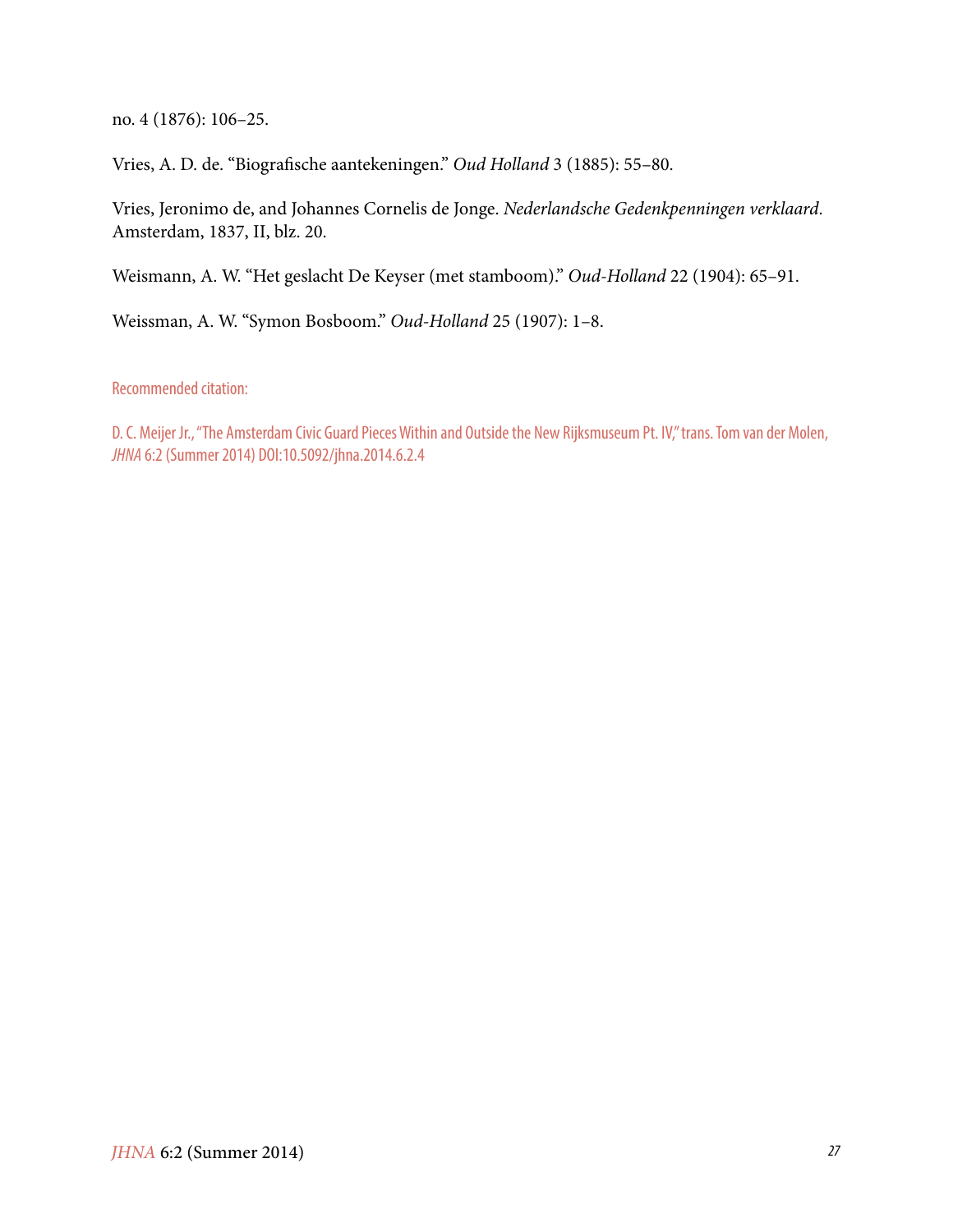no. 4 (1876): 106–25.

Vries, A. D. de. "Biografische aantekeningen." *Oud Holland* 3 (1885): 55–80.

Vries, Jeronimo de, and Johannes Cornelis de Jonge. *Nederlandsche Gedenkpenningen verklaard*. Amsterdam, 1837, II, blz. 20.

Weismann, A. W. "Het geslacht De Keyser (met stamboom)." *Oud-Holland* 22 (1904): 65–91.

Weissman, A. W. "Symon Bosboom." *Oud-Holland* 25 (1907): 1–8.

Recommended citation:

D. C. Meijer Jr., "The Amsterdam Civic Guard Pieces Within and Outside the New Rijksmuseum Pt. IV," trans. Tom van der Molen, *JHNA* 6:2 (Summer 2014) DOI:10.5092/jhna.2014.6.2.4